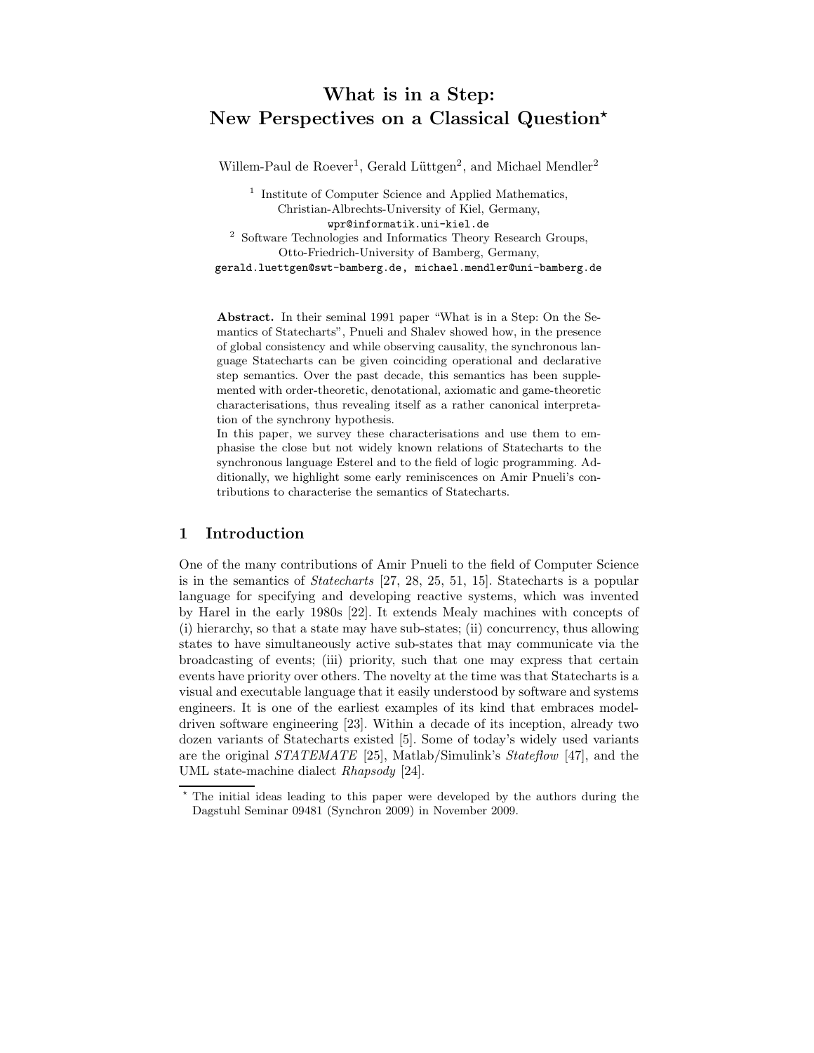# What is in a Step: New Perspectives on a Classical Question*

Willem-Paul de Roever[1], Gerald Lüttgen[2], and Michael Mendler[2]

[1] Institute of Computer Science and Applied Mathematics, Christian-Albrechts-University of Kiel, Germany, wpr@informatik.uni-kiel.de

[2] Software Technologies and Informatics Theory Research Groups, Otto-Friedrich-University of Bamberg, Germany, gerald.luettgen@swt-bamberg.de, michael.mendler@uni-bamberg.de

**Abstract.** In their seminal 1991 paper "What is in a Step: On the Semantics of Statecharts", Pnueli and Shalev showed how, in the presence of global consistency and while observing causality, the synchronous language Statecharts can be given coinciding operational and declarative step semantics. Over the past decade, this semantics has been supplemented with order-theoretic, denotational, axiomatic and game-theoretic characterisations, thus revealing itself as a rather canonical interpretation of the synchrony hypothesis.

In this paper, we survey these characterisations and use them to emphasise the close but not widely known relations of Statecharts to the synchronous language Esterel and to the field of logic programming. Additionally, we highlight some early reminiscences on Amir Pnueli's contributions to characterise the semantics of Statecharts.

## 1 Introduction

One of the many contributions of Amir Pnueli to the field of Computer Science is in the semantics of *Statecharts* [27, 28, 25, 51, 15]. Statecharts is a popular language for specifying and developing reactive systems, which was invented by Harel in the early 1980s [22]. It extends Mealy machines with concepts of (i) hierarchy, so that a state may have sub-states; (ii) concurrency, thus allowing states to have simultaneously active sub-states that may communicate via the broadcasting of events; (iii) priority, such that one may express that certain events have priority over others. The novelty at the time was that Statecharts is a visual and executable language that it easily understood by software and systems engineers. It is one of the earliest examples of its kind that embraces model-driven software engineering [23]. Within a decade of its inception, already two dozen variants of Statecharts existed [5]. Some of today's widely used variants are the original *STATEMATE* [25], Matlab/Simulink's *Stateflow* [47], and the UML state-machine dialect *Rhapsody* [24].

* The initial ideas leading to this paper were developed by the authors during the Dagstuhl Seminar 09481 (Synchron 2009) in November 2009.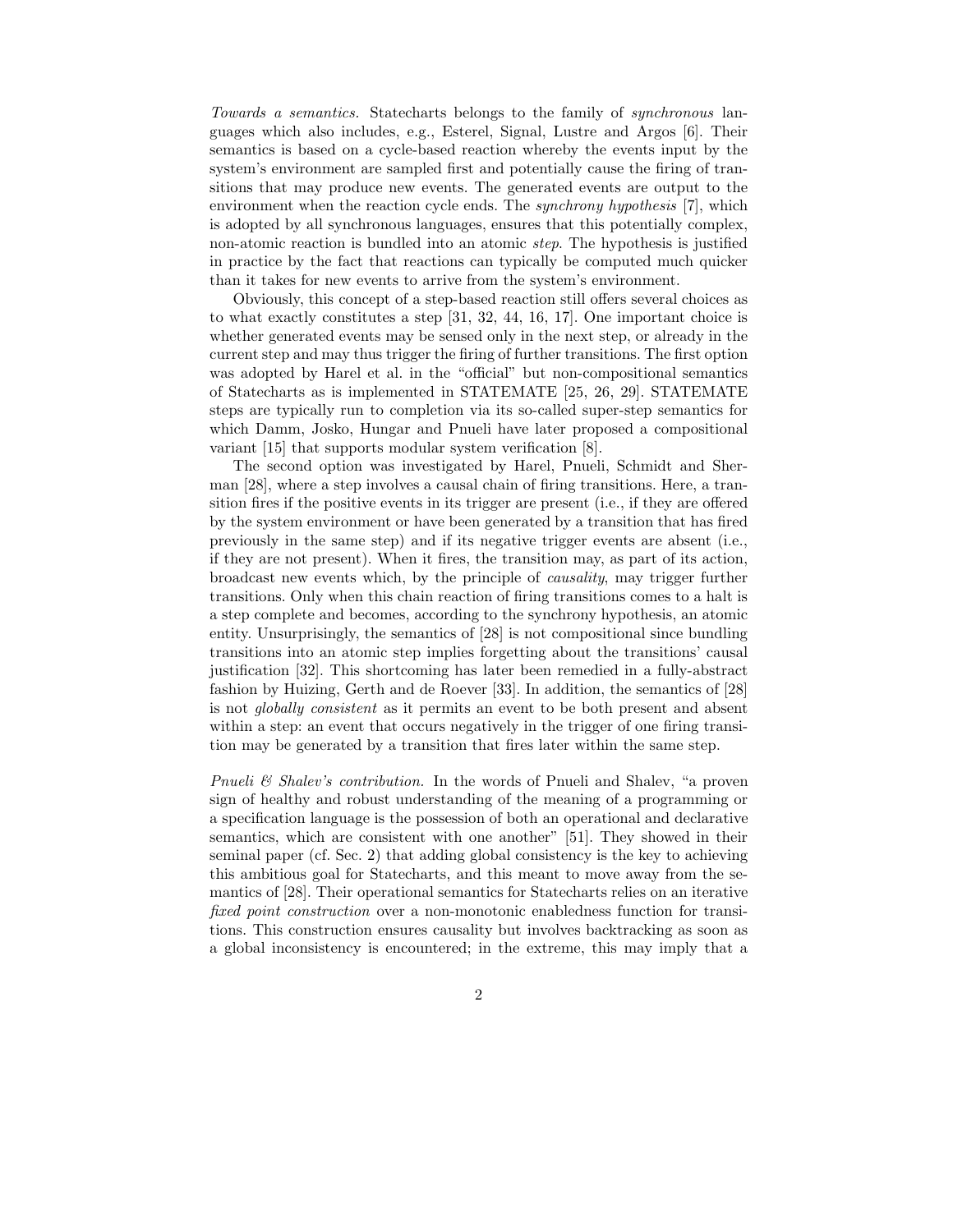*Towards a semantics.* Statecharts belongs to the family of *synchronous* languages which also includes, e.g., Esterel, Signal, Lustre and Argos [6]. Their semantics is based on a cycle-based reaction whereby the events input by the system's environment are sampled first and potentially cause the firing of transitions that may produce new events. The generated events are output to the environment when the reaction cycle ends. The *synchrony hypothesis* [7], which is adopted by all synchronous languages, ensures that this potentially complex, non-atomic reaction is bundled into an atomic *step*. The hypothesis is justified in practice by the fact that reactions can typically be computed much quicker than it takes for new events to arrive from the system's environment.

Obviously, this concept of a step-based reaction still offers several choices as to what exactly constitutes a step [31, 32, 44, 16, 17]. One important choice is whether generated events may be sensed only in the next step, or already in the current step and may thus trigger the firing of further transitions. The first option was adopted by Harel et al. in the "official" but non-compositional semantics of Statecharts as is implemented in STATEMATE [25, 26, 29]. STATEMATE steps are typically run to completion via its so-called super-step semantics for which Damm, Josko, Hungar and Pnueli have later proposed a compositional variant [15] that supports modular system verification [8].

The second option was investigated by Harel, Pnueli, Schmidt and Sherman [28], where a step involves a causal chain of firing transitions. Here, a transition fires if the positive events in its trigger are present (i.e., if they are offered by the system environment or have been generated by a transition that has fired previously in the same step) and if its negative trigger events are absent (i.e., if they are not present). When it fires, the transition may, as part of its action, broadcast new events which, by the principle of *causality*, may trigger further transitions. Only when this chain reaction of firing transitions comes to a halt is a step complete and becomes, according to the synchrony hypothesis, an atomic entity. Unsurprisingly, the semantics of [28] is not compositional since bundling transitions into an atomic step implies forgetting about the transitions' causal justification [32]. This shortcoming has later been remedied in a fully-abstract fashion by Huizing, Gerth and de Roever [33]. In addition, the semantics of [28] is not *globally consistent* as it permits an event to be both present and absent within a step: an event that occurs negatively in the trigger of one firing transition may be generated by a transition that fires later within the same step.

*Pnueli & Shalev's contribution.* In the words of Pnueli and Shalev, "a proven sign of healthy and robust understanding of the meaning of a programming or a specification language is the possession of both an operational and declarative semantics, which are consistent with one another" [51]. They showed in their seminal paper (cf. Sec. 2) that adding global consistency is the key to achieving this ambitious goal for Statecharts, and this meant to move away from the semantics of [28]. Their operational semantics for Statecharts relies on an iterative *fixed point construction* over a non-monotonic enabledness function for transitions. This construction ensures causality but involves backtracking as soon as a global inconsistency is encountered; in the extreme, this may imply that a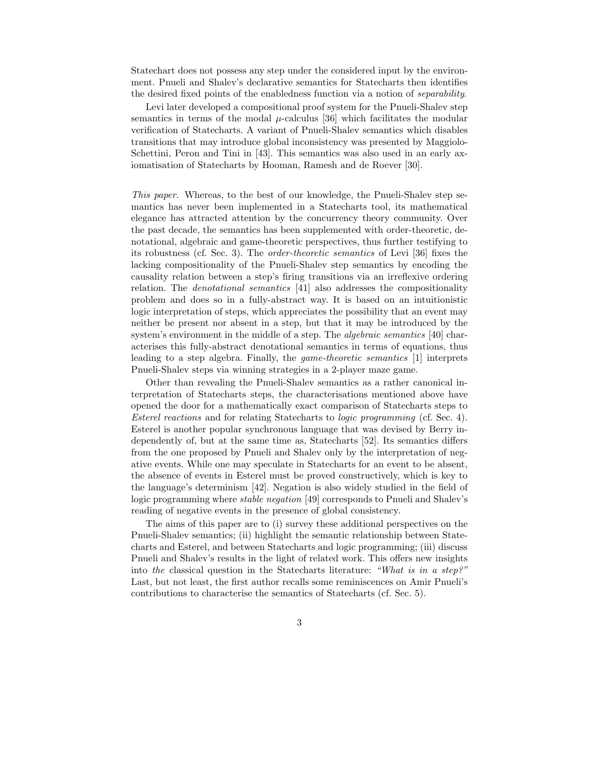Statechart does not possess any step under the considered input by the environment. Pnueli and Shalev's declarative semantics for Statecharts then identifies the desired fixed points of the enabledness function via a notion of *separability*.

Levi later developed a compositional proof system for the Pnueli-Shalev step semantics in terms of the modal $\mu$-calculus [36] which facilitates the modular verification of Statecharts. A variant of Pnueli-Shalev semantics which disables transitions that may introduce global inconsistency was presented by Maggiolo-Schettini, Peron and Tini in [43]. This semantics was also used in an early axiomatisation of Statecharts by Hooman, Ramesh and de Roever [30].

*This paper.* Whereas, to the best of our knowledge, the Pnueli-Shalev step semantics has never been implemented in a Statecharts tool, its mathematical elegance has attracted attention by the concurrency theory community. Over the past decade, the semantics has been supplemented with order-theoretic, denotational, algebraic and game-theoretic perspectives, thus further testifying to its robustness (cf. Sec. 3). The *order-theoretic semantics* of Levi [36] fixes the lacking compositionality of the Pnueli-Shalev step semantics by encoding the causality relation between a step's firing transitions via an irreflexive ordering relation. The *denotational semantics* [41] also addresses the compositionality problem and does so in a fully-abstract way. It is based on an intuitionistic logic interpretation of steps, which appreciates the possibility that an event may neither be present nor absent in a step, but that it may be introduced by the system's environment in the middle of a step. The *algebraic semantics* [40] characterises this fully-abstract denotational semantics in terms of equations, thus leading to a step algebra. Finally, the *game-theoretic semantics* [1] interprets Pnueli-Shalev steps via winning strategies in a 2-player maze game.

Other than revealing the Pnueli-Shalev semantics as a rather canonical interpretation of Statecharts steps, the characterisations mentioned above have opened the door for a mathematically exact comparison of Statecharts steps to *Esterel reactions* and for relating Statecharts to *logic programming* (cf. Sec. 4). Esterel is another popular synchronous language that was devised by Berry independently of, but at the same time as, Statecharts [52]. Its semantics differs from the one proposed by Pnueli and Shalev only by the interpretation of negative events. While one may speculate in Statecharts for an event to be absent, the absence of events in Esterel must be proved constructively, which is key to the language's determinism [42]. Negation is also widely studied in the field of logic programming where *stable negation* [49] corresponds to Pnueli and Shalev's reading of negative events in the presence of global consistency.

The aims of this paper are to (i) survey these additional perspectives on the Pnueli-Shalev semantics; (ii) highlight the semantic relationship between Statecharts and Esterel, and between Statecharts and logic programming; (iii) discuss Pnueli and Shalev's results in the light of related work. This offers new insights into *the* classical question in the Statecharts literature: *"What is in a step?"* Last, but not least, the first author recalls some reminiscences on Amir Pnueli's contributions to characterise the semantics of Statecharts (cf. Sec. 5).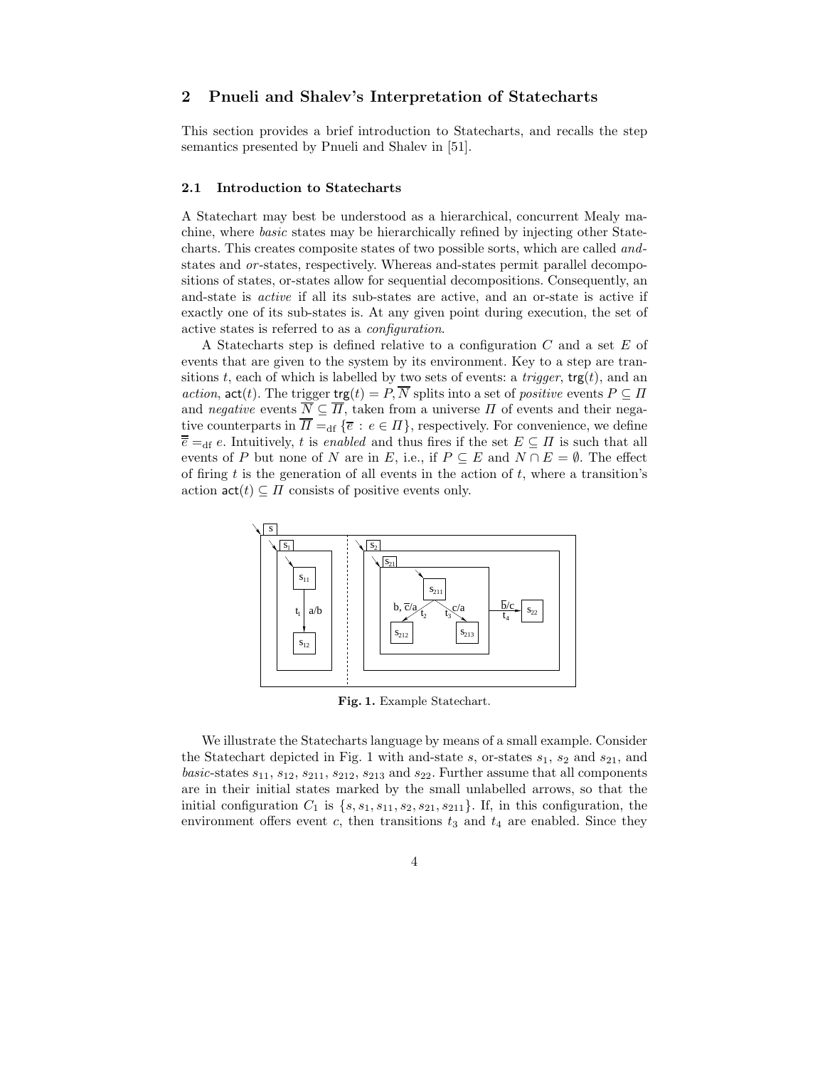## 2 Pnueli and Shalev's Interpretation of Statecharts

This section provides a brief introduction to Statecharts, and recalls the step semantics presented by Pnueli and Shalev in [51].

### 2.1 Introduction to Statecharts

A Statechart may best be understood as a hierarchical, concurrent Mealy machine, where *basic* states may be hierarchically refined by injecting other Statecharts. This creates composite states of two possible sorts, which are called *and*-states and *or*-states, respectively. Whereas and-states permit parallel decompositions of states, or-states allow for sequential decompositions. Consequently, an and-state is *active* if all its sub-states are active, and an or-state is active if exactly one of its sub-states is. At any given point during execution, the set of active states is referred to as a *configuration*.

A Statecharts step is defined relative to a configuration $C$ and a set $E$ of events that are given to the system by its environment. Key to a step are transitions $t$, each of which is labelled by two sets of events: a *trigger*, $\mathsf{trg}(t)$, and an *action*, $\mathsf{act}(t)$. The trigger $\mathsf{trg}(t) = P, \overline{N}$ splits into a set of *positive* events $P \subseteq \Pi$ and *negative* events $\overline{N} \subseteq \overline{\Pi}$, taken from a universe $\Pi$ of events and their negative counterparts in $\overline{\Pi} =_{\text{df}} \{\overline{e} : e \in \Pi\}$, respectively. For convenience, we define $\overline{\overline{e}} =_{\text{df}} e$. Intuitively, $t$ is *enabled* and thus fires if the set $E \subseteq \Pi$ is such that all events of $P$ but none of $N$ are in $E$, i.e., if $P \subseteq E$ and $N \cap E = \emptyset$. The effect of firing $t$ is the generation of all events in the action of $t$, where a transition's action $\mathsf{act}(t) \subseteq \Pi$ consists of positive events only.

**Fig. 1.** Example Statechart.

We illustrate the Statecharts language by means of a small example. Consider the Statechart depicted in Fig. 1 with and-state $s$, or-states $s_1$, $s_2$ and $s_{21}$, and *basic*-states $s_{11}$, $s_{12}$, $s_{211}$, $s_{212}$, $s_{213}$ and $s_{22}$. Further assume that all components are in their initial states marked by the small unlabelled arrows, so that the initial configuration $C_1$ is $\{s, s_1, s_{11}, s_2, s_{21}, s_{211}\}$. If, in this configuration, the environment offers event $c$, then transitions $t_3$ and $t_4$ are enabled. Since they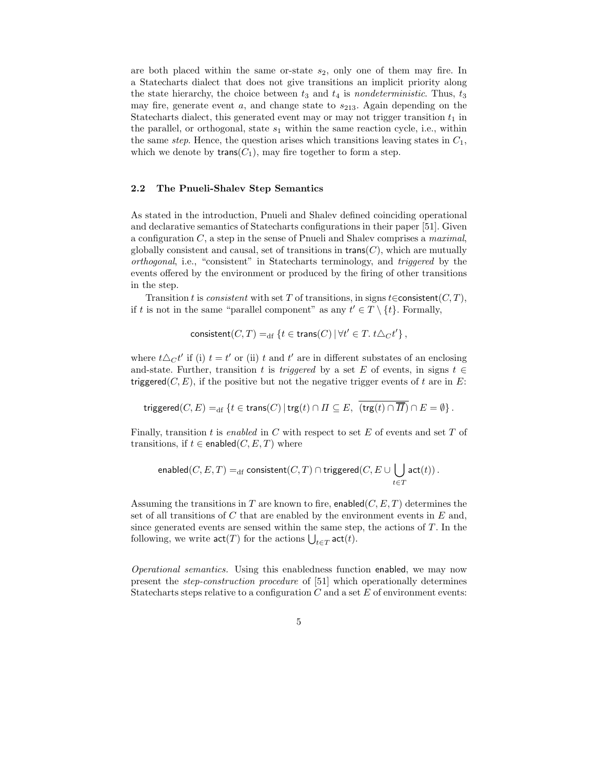are both placed within the same or-state $s_2$, only one of them may fire. In a Statecharts dialect that does not give transitions an implicit priority along the state hierarchy, the choice between $t_3$ and $t_4$ is *nondeterministic*. Thus, $t_3$ may fire, generate event $a$, and change state to $s_{213}$. Again depending on the Statecharts dialect, this generated event may or may not trigger transition $t_1$ in the parallel, or orthogonal, state $s_1$ within the same reaction cycle, i.e., within the same *step*. Hence, the question arises which transitions leaving states in $C_1$, which we denote by $\mathsf{trans}(C_1)$, may fire together to form a step.

### 2.2 The Pnueli-Shalev Step Semantics

As stated in the introduction, Pnueli and Shalev defined coinciding operational and declarative semantics of Statecharts configurations in their paper [51]. Given a configuration $C$, a step in the sense of Pnueli and Shalev comprises a *maximal*, globally consistent and causal, set of transitions in $\mathsf{trans}(C)$, which are mutually *orthogonal*, i.e., "consistent" in Statecharts terminology, and *triggered* by the events offered by the environment or produced by the firing of other transitions in the step.

Transition $t$ is *consistent* with set $T$ of transitions, in signs $t \in \mathsf{consistent}(C, T)$, if $t$ is not in the same "parallel component" as any $t' \in T \setminus \{t\}$. Formally,

$$\mathsf{consistent}(C, T) =_{\mathrm{df}} \{ t \in \mathsf{trans}(C) \,|\, \forall t' \in T.\ t \triangle_C t' \},$$

where $t \triangle_C t'$ if (i) $t = t'$ or (ii) $t$ and $t'$ are in different substates of an enclosing and-state. Further, transition $t$ is *triggered* by a set $E$ of events, in signs $t \in \mathsf{triggered}(C, E)$, if the positive but not the negative trigger events of $t$ are in $E$:

$$\mathsf{triggered}(C, E) =_{\mathrm{df}} \{ t \in \mathsf{trans}(C) \,|\, \mathsf{trg}(t) \cap \Pi \subseteq E,\ \overline{(\mathsf{trg}(t) \cap \overline{\Pi})} \cap E = \emptyset \}.$$

Finally, transition $t$ is *enabled* in $C$ with respect to set $E$ of events and set $T$ of transitions, if $t \in \mathsf{enabled}(C, E, T)$ where

$$\mathsf{enabled}(C, E, T) =_{\mathrm{df}} \mathsf{consistent}(C, T) \cap \mathsf{triggered}(C, E \cup \bigcup_{t \in T} \mathsf{act}(t)).$$

Assuming the transitions in $T$ are known to fire, $\mathsf{enabled}(C, E, T)$ determines the set of all transitions of $C$ that are enabled by the environment events in $E$ and, since generated events are sensed within the same step, the actions of $T$. In the following, we write $\mathsf{act}(T)$ for the actions $\bigcup_{t \in T} \mathsf{act}(t)$.

*Operational semantics.* Using this enabledness function $\mathsf{enabled}$, we may now present the *step-construction procedure* of [51] which operationally determines Statecharts steps relative to a configuration $C$ and a set $E$ of environment events: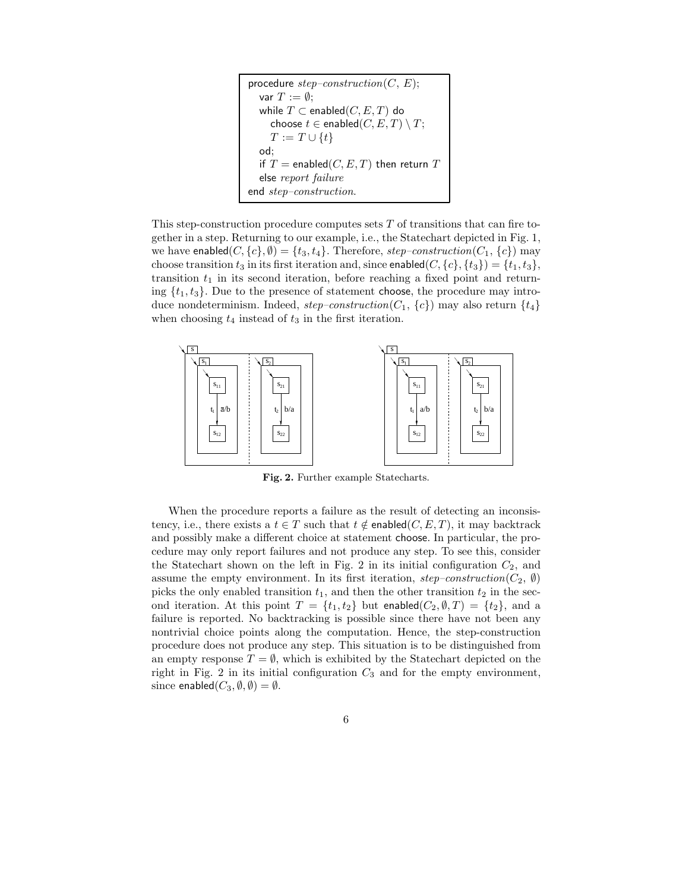```
procedure step–construction(C, E);
   var T := ∅;
   while T ⊂ enabled(C, E, T) do
      choose t ∈ enabled(C, E, T) \ T;
      T := T ∪ {t}
   od;
   if T = enabled(C, E, T) then return T
   else report failure
end step–construction.
```

This step-construction procedure computes sets $T$ of transitions that can fire together in a step. Returning to our example, i.e., the Statechart depicted in Fig. 1, we have $\mathsf{enabled}(C, \{c\}, \emptyset) = \{t_3, t_4\}$. Therefore, *step–construction*$(C_1, \{c\})$ may choose transition $t_3$ in its first iteration and, since $\mathsf{enabled}(C, \{c\}, \{t_3\}) = \{t_1, t_3\}$, transition $t_1$ in its second iteration, before reaching a fixed point and returning $\{t_1, t_3\}$. Due to the presence of statement choose, the procedure may introduce nondeterminism. Indeed, *step–construction*$(C_1, \{c\})$ may also return $\{t_4\}$ when choosing $t_4$ instead of $t_3$ in the first iteration.

**Fig. 2.** Further example Statecharts.

When the procedure reports a failure as the result of detecting an inconsistency, i.e., there exists a $t \in T$ such that $t \notin \mathsf{enabled}(C, E, T)$, it may backtrack and possibly make a different choice at statement choose. In particular, the procedure may only report failures and not produce any step. To see this, consider the Statechart shown on the left in Fig. 2 in its initial configuration $C_2$, and assume the empty environment. In its first iteration, *step–construction*$(C_2, \emptyset)$ picks the only enabled transition $t_1$, and then the other transition $t_2$ in the second iteration. At this point $T = \{t_1, t_2\}$ but $\mathsf{enabled}(C_2, \emptyset, T) = \{t_2\}$, and a failure is reported. No backtracking is possible since there have not been any nontrivial choice points along the computation. Hence, the step-construction procedure does not produce any step. This situation is to be distinguished from an empty response $T = \emptyset$, which is exhibited by the Statechart depicted on the right in Fig. 2 in its initial configuration $C_3$ and for the empty environment, since $\mathsf{enabled}(C_3, \emptyset, \emptyset) = \emptyset$.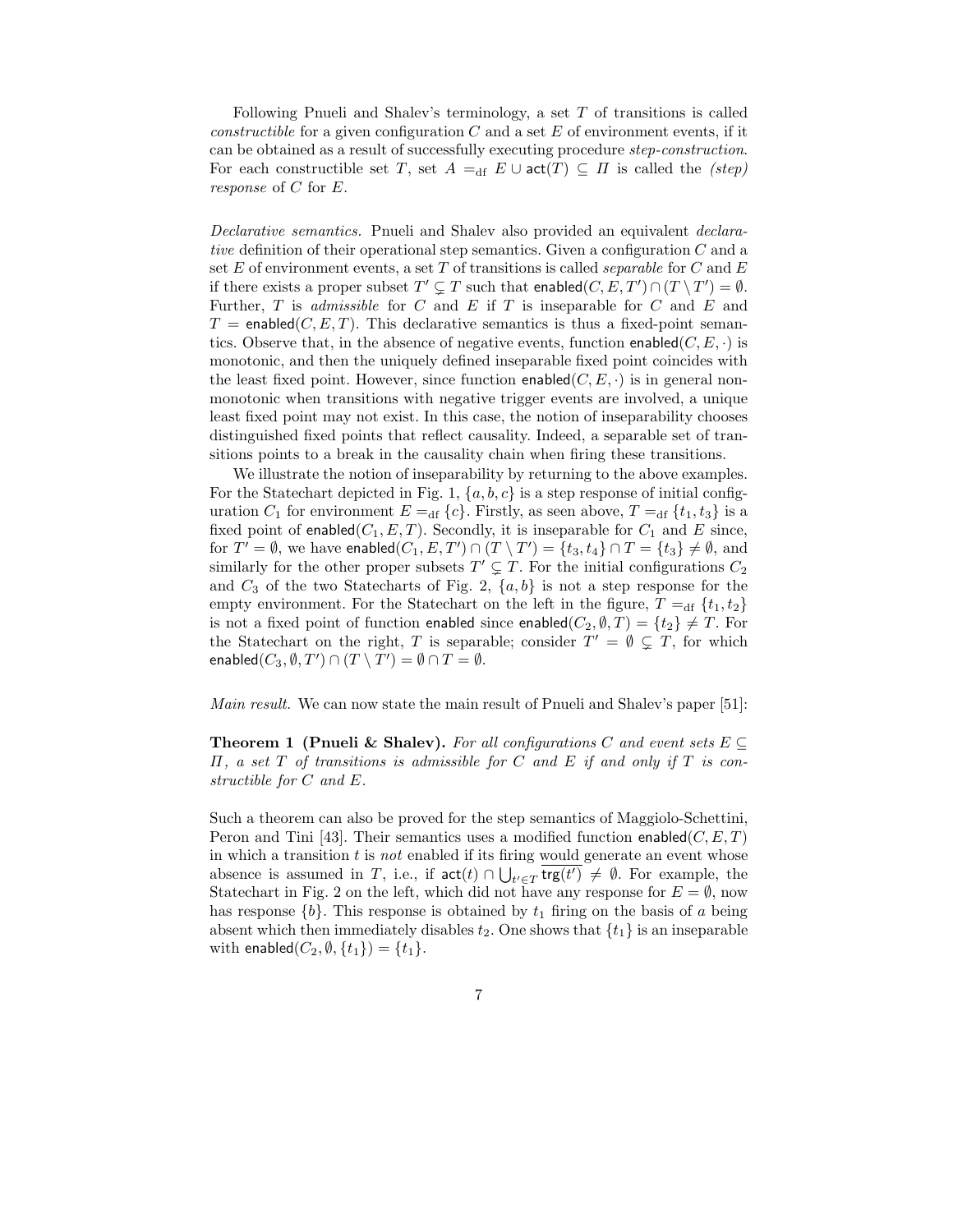Following Pnueli and Shalev's terminology, a set $T$ of transitions is called *constructible* for a given configuration $C$ and a set $E$ of environment events, if it can be obtained as a result of successfully executing procedure *step-construction*. For each constructible set $T$, set $A =_{\mathrm{df}} E \cup \mathsf{act}(T) \subseteq \Pi$ is called the *(step) response* of $C$ for $E$.

*Declarative semantics.* Pnueli and Shalev also provided an equivalent *declarative* definition of their operational step semantics. Given a configuration $C$ and a set $E$ of environment events, a set $T$ of transitions is called *separable* for $C$ and $E$ if there exists a proper subset $T' \subsetneq T$ such that $\mathsf{enabled}(C, E, T') \cap (T \setminus T') = \emptyset$. Further, $T$ is *admissible* for $C$ and $E$ if $T$ is inseparable for $C$ and $E$ and $T = \mathsf{enabled}(C, E, T)$. This declarative semantics is thus a fixed-point semantics. Observe that, in the absence of negative events, function $\mathsf{enabled}(C, E, \cdot)$ is monotonic, and then the uniquely defined inseparable fixed point coincides with the least fixed point. However, since function $\mathsf{enabled}(C, E, \cdot)$ is in general non-monotonic when transitions with negative trigger events are involved, a unique least fixed point may not exist. In this case, the notion of inseparability chooses distinguished fixed points that reflect causality. Indeed, a separable set of transitions points to a break in the causality chain when firing these transitions.

We illustrate the notion of inseparability by returning to the above examples. For the Statechart depicted in Fig. 1, $\{a, b, c\}$ is a step response of initial configuration $C_1$ for environment $E =_{\mathrm{df}} \{c\}$. Firstly, as seen above, $T =_{\mathrm{df}} \{t_1, t_3\}$ is a fixed point of $\mathsf{enabled}(C_1, E, T)$. Secondly, it is inseparable for $C_1$ and $E$ since, for $T' = \emptyset$, we have $\mathsf{enabled}(C_1, E, T') \cap (T \setminus T') = \{t_3, t_4\} \cap T = \{t_3\} \neq \emptyset$, and similarly for the other proper subsets $T' \subsetneq T$. For the initial configurations $C_2$ and $C_3$ of the two Statecharts of Fig. 2, $\{a, b\}$ is not a step response for the empty environment. For the Statechart on the left in the figure, $T =_{\mathrm{df}} \{t_1, t_2\}$ is not a fixed point of function $\mathsf{enabled}$ since $\mathsf{enabled}(C_2, \emptyset, T) = \{t_2\} \neq T$. For the Statechart on the right, $T$ is separable; consider $T' = \emptyset \subsetneq T$, for which $\mathsf{enabled}(C_3, \emptyset, T') \cap (T \setminus T') = \emptyset \cap T = \emptyset$.

*Main result.* We can now state the main result of Pnueli and Shalev's paper [51]:

**Theorem 1 (Pnueli & Shalev).** *For all configurations $C$ and event sets $E \subseteq \Pi$, a set $T$ of transitions is admissible for $C$ and $E$ if and only if $T$ is constructible for $C$ and $E$.*

Such a theorem can also be proved for the step semantics of Maggiolo-Schettini, Peron and Tini [43]. Their semantics uses a modified function $\mathsf{enabled}(C, E, T)$ in which a transition $t$ is *not* enabled if its firing would generate an event whose absence is assumed in $T$, i.e., if $\mathsf{act}(t) \cap \bigcup_{t' \in T} \overline{\mathsf{trg}(t')} \neq \emptyset$. For example, the Statechart in Fig. 2 on the left, which did not have any response for $E = \emptyset$, now has response $\{b\}$. This response is obtained by $t_1$ firing on the basis of $a$ being absent which then immediately disables $t_2$. One shows that $\{t_1\}$ is an inseparable with $\mathsf{enabled}(C_2, \emptyset, \{t_1\}) = \{t_1\}$.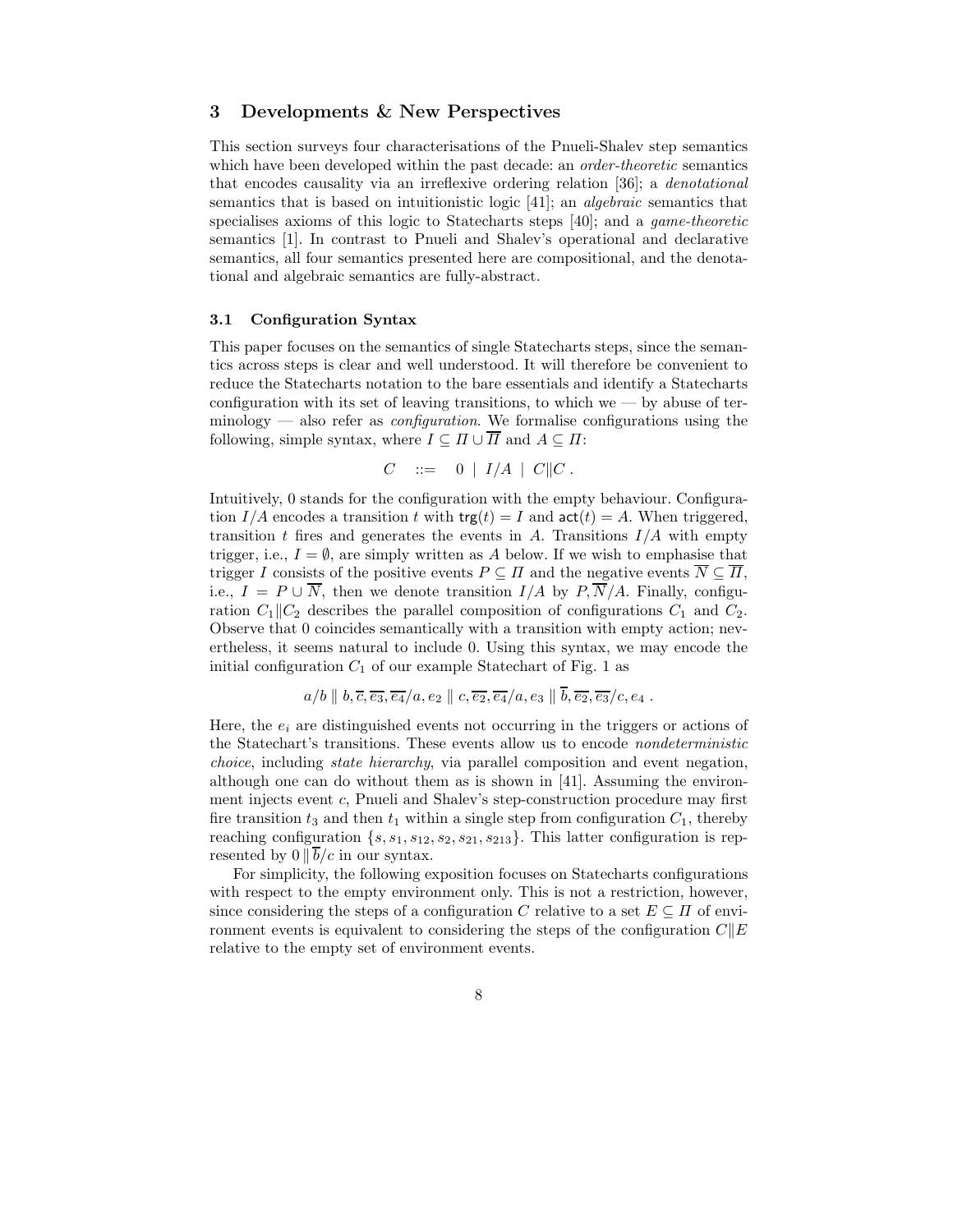## 3 Developments & New Perspectives

This section surveys four characterisations of the Pnueli-Shalev step semantics which have been developed within the past decade: an *order-theoretic* semantics that encodes causality via an irreflexive ordering relation [36]; a *denotational* semantics that is based on intuitionistic logic [41]; an *algebraic* semantics that specialises axioms of this logic to Statecharts steps [40]; and a *game-theoretic* semantics [1]. In contrast to Pnueli and Shalev's operational and declarative semantics, all four semantics presented here are compositional, and the denotational and algebraic semantics are fully-abstract.

### 3.1 Configuration Syntax

This paper focuses on the semantics of single Statecharts steps, since the semantics across steps is clear and well understood. It will therefore be convenient to reduce the Statecharts notation to the bare essentials and identify a Statecharts configuration with its set of leaving transitions, to which we — by abuse of terminology — also refer as *configuration*. We formalise configurations using the following, simple syntax, where $I \subseteq \Pi \cup \overline{\Pi}$ and $A \subseteq \Pi$:

$$C \quad ::= \quad 0 \;\mid\; I/A \;\mid\; C \| C \,.$$

Intuitively, 0 stands for the configuration with the empty behaviour. Configuration $I/A$ encodes a transition $t$ with $\mathsf{trg}(t) = I$ and $\mathsf{act}(t) = A$. When triggered, transition $t$ fires and generates the events in $A$. Transitions $I/A$ with empty trigger, i.e., $I = \emptyset$, are simply written as $A$ below. If we wish to emphasise that trigger $I$ consists of the positive events $P \subseteq \Pi$ and the negative events $\overline{N} \subseteq \overline{\Pi}$, i.e., $I = P \cup \overline{N}$, then we denote transition $I/A$ by $P, \overline{N}/A$. Finally, configuration $C_1 \| C_2$ describes the parallel composition of configurations $C_1$ and $C_2$. Observe that 0 coincides semantically with a transition with empty action; nevertheless, it seems natural to include 0. Using this syntax, we may encode the initial configuration $C_1$ of our example Statechart of Fig. 1 as

$$a/b \;\|\; b, \overline{c}, \overline{e_3}, \overline{e_4}/a, e_2 \;\|\; c, \overline{e_2}, \overline{e_4}/a, e_3 \;\|\; \overline{b}, \overline{e_2}, \overline{e_3}/c, e_4 \,.$$

Here, the $e_i$ are distinguished events not occurring in the triggers or actions of the Statechart's transitions. These events allow us to encode *nondeterministic choice*, including *state hierarchy*, via parallel composition and event negation, although one can do without them as is shown in [41]. Assuming the environment injects event $c$, Pnueli and Shalev's step-construction procedure may first fire transition $t_3$ and then $t_1$ within a single step from configuration $C_1$, thereby reaching configuration $\{s, s_1, s_{12}, s_2, s_{21}, s_{213}\}$. This latter configuration is represented by $0 \,\|\, \overline{b}/c$ in our syntax.

For simplicity, the following exposition focuses on Statecharts configurations with respect to the empty environment only. This is not a restriction, however, since considering the steps of a configuration $C$ relative to a set $E \subseteq \Pi$ of environment events is equivalent to considering the steps of the configuration $C \| E$ relative to the empty set of environment events.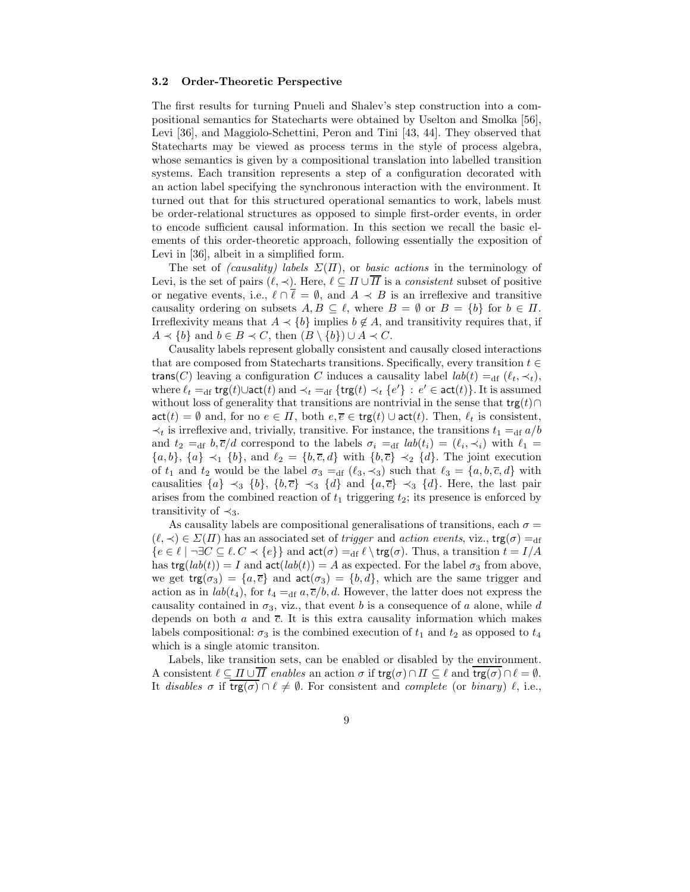### 3.2 Order-Theoretic Perspective

The first results for turning Pnueli and Shalev's step construction into a compositional semantics for Statecharts were obtained by Uselton and Smolka [56], Levi [36], and Maggiolo-Schettini, Peron and Tini [43, 44]. They observed that Statecharts may be viewed as process terms in the style of process algebra, whose semantics is given by a compositional translation into labelled transition systems. Each transition represents a step of a configuration decorated with an action label specifying the synchronous interaction with the environment. It turned out that for this structured operational semantics to work, labels must be order-relational structures as opposed to simple first-order events, in order to encode sufficient causal information. In this section we recall the basic elements of this order-theoretic approach, following essentially the exposition of Levi in [36], albeit in a simplified form.

The set of *(causality) labels* $\Sigma(\Pi)$, or *basic actions* in the terminology of Levi, is the set of pairs $(\ell, \prec)$. Here, $\ell \subseteq \Pi \cup \overline{\Pi}$ is a *consistent* subset of positive or negative events, i.e., $\ell \cap \overline{\ell} = \emptyset$, and $A \prec B$ is an irreflexive and transitive causality ordering on subsets $A, B \subseteq \ell$, where $B = \emptyset$ or $B = \{b\}$ for $b \in \Pi$. Irreflexivity means that $A \prec \{b\}$ implies $b \notin A$, and transitivity requires that, if $A \prec \{b\}$ and $b \in B \prec C$, then $(B \setminus \{b\}) \cup A \prec C$.

Causality labels represent globally consistent and causally closed interactions that are composed from Statecharts transitions. Specifically, every transition $t \in \mathsf{trans}(C)$ leaving a configuration $C$ induces a causality label $lab(t) =_{\mathrm{df}} (\ell_t, \prec_t)$, where $\ell_t =_{\mathrm{df}} \mathsf{trg}(t) \cup \mathsf{act}(t)$ and $\prec_t =_{\mathrm{df}} \{\mathsf{trg}(t) \prec_t \{e'\} : e' \in \mathsf{act}(t)\}$. It is assumed without loss of generality that transitions are nontrivial in the sense that $\mathsf{trg}(t) \cap \mathsf{act}(t) = \emptyset$ and, for no $e \in \Pi$, both $e, \overline{e} \in \mathsf{trg}(t) \cup \mathsf{act}(t)$. Then, $\ell_t$ is consistent, $\prec_t$ is irreflexive and, trivially, transitive. For instance, the transitions $t_1 =_{\mathrm{df}} a/b$ and $t_2 =_{\mathrm{df}} b, \overline{c}/d$ correspond to the labels $\sigma_i =_{\mathrm{df}} lab(t_i) = (\ell_i, \prec_i)$ with $\ell_1 = \{a, b\}$, $\{a\} \prec_1 \{b\}$, and $\ell_2 = \{b, \overline{c}, d\}$ with $\{b, \overline{c}\} \prec_2 \{d\}$. The joint execution of $t_1$ and $t_2$ would be the label $\sigma_3 =_{\mathrm{df}} (\ell_3, \prec_3)$ such that $\ell_3 = \{a, b, \overline{c}, d\}$ with causalities $\{a\} \prec_3 \{b\}$, $\{b, \overline{c}\} \prec_3 \{d\}$ and $\{a, \overline{c}\} \prec_3 \{d\}$. Here, the last pair arises from the combined reaction of $t_1$ triggering $t_2$; its presence is enforced by transitivity of $\prec_3$.

As causality labels are compositional generalisations of transitions, each $\sigma = (\ell, \prec) \in \Sigma(\Pi)$ has an associated set of *trigger* and *action events*, viz., $\mathsf{trg}(\sigma) =_{\mathrm{df}} \{e \in \ell \mid \neg \exists C \subseteq \ell.\, C \prec \{e\}\}$ and $\mathsf{act}(\sigma) =_{\mathrm{df}} \ell \setminus \mathsf{trg}(\sigma)$. Thus, a transition $t = I/A$ has $\mathsf{trg}(lab(t)) = I$ and $\mathsf{act}(lab(t)) = A$ as expected. For the label $\sigma_3$ from above, we get $\mathsf{trg}(\sigma_3) = \{a, \overline{c}\}$ and $\mathsf{act}(\sigma_3) = \{b, d\}$, which are the same trigger and action as in $lab(t_4)$, for $t_4 =_{\mathrm{df}} a, \overline{c}/b, d$. However, the latter does not express the causality contained in $\sigma_3$, viz., that event $b$ is a consequence of $a$ alone, while $d$ depends on both $a$ and $\overline{c}$. It is this extra causality information which makes labels compositional: $\sigma_3$ is the combined execution of $t_1$ and $t_2$ as opposed to $t_4$ which is a single atomic transiton.

Labels, like transition sets, can be enabled or disabled by the environment. A consistent $\ell \subseteq \Pi \cup \overline{\Pi}$ *enables* an action $\sigma$ if $\mathsf{trg}(\sigma) \cap \Pi \subseteq \ell$ and $\overline{\mathsf{trg}(\sigma)} \cap \ell = \emptyset$. It *disables* $\sigma$ if $\overline{\mathsf{trg}(\sigma)} \cap \ell \neq \emptyset$. For consistent and *complete* (or *binary*) $\ell$, i.e.,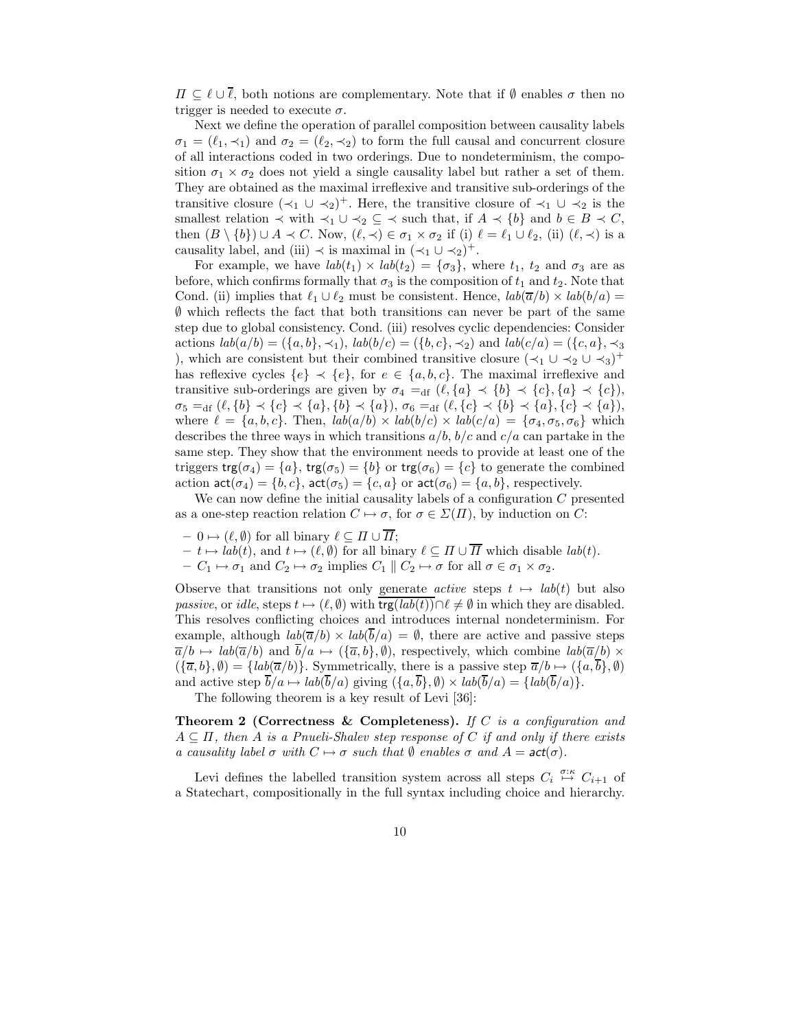$\Pi \subseteq \ell \cup \overline{\ell}$, both notions are complementary. Note that if $\emptyset$ enables $\sigma$ then no trigger is needed to execute $\sigma$.

Next we define the operation of parallel composition between causality labels $\sigma_1 = (\ell_1, \prec_1)$ and $\sigma_2 = (\ell_2, \prec_2)$ to form the full causal and concurrent closure of all interactions coded in two orderings. Due to nondeterminism, the composition $\sigma_1 \times \sigma_2$ does not yield a single causality label but rather a set of them. They are obtained as the maximal irreflexive and transitive sub-orderings of the transitive closure $(\prec_1 \cup \prec_2)^+$. Here, the transitive closure of $\prec_1 \cup \prec_2$ is the smallest relation $\prec$ with $\prec_1 \cup \prec_2 \subseteq \prec$ such that, if $A \prec \{b\}$ and $b \in B \prec C$, then $(B \setminus \{b\}) \cup A \prec C$. Now, $(\ell, \prec) \in \sigma_1 \times \sigma_2$ if (i) $\ell = \ell_1 \cup \ell_2$, (ii) $(\ell, \prec)$ is a causality label, and (iii) $\prec$ is maximal in $(\prec_1 \cup \prec_2)^+$.

For example, we have $lab(t_1) \times lab(t_2) = \{\sigma_3\}$, where $t_1$, $t_2$ and $\sigma_3$ are as before, which confirms formally that $\sigma_3$ is the composition of $t_1$ and $t_2$. Note that Cond. (ii) implies that $\ell_1 \cup \ell_2$ must be consistent. Hence, $lab(\overline{a}/b) \times lab(b/a) = \emptyset$ which reflects the fact that both transitions can never be part of the same step due to global consistency. Cond. (iii) resolves cyclic dependencies: Consider actions $lab(a/b) = (\{a, b\}, \prec_1)$, $lab(b/c) = (\{b, c\}, \prec_2)$ and $lab(c/a) = (\{c, a\}, \prec_3)$, which are consistent but their combined transitive closure $(\prec_1 \cup \prec_2 \cup \prec_3)^+$ has reflexive cycles $\{e\} \prec \{e\}$, for $e \in \{a, b, c\}$. The maximal irreflexive and transitive sub-orderings are given by $\sigma_4 =_{\mathrm{df}} (\ell, \{a\} \prec \{b\} \prec \{c\}, \{a\} \prec \{c\})$, $\sigma_5 =_{\mathrm{df}} (\ell, \{b\} \prec \{c\} \prec \{a\}, \{b\} \prec \{a\})$, $\sigma_6 =_{\mathrm{df}} (\ell, \{c\} \prec \{b\} \prec \{a\}, \{c\} \prec \{a\})$, where $\ell = \{a, b, c\}$. Then, $lab(a/b) \times lab(b/c) \times lab(c/a) = \{\sigma_4, \sigma_5, \sigma_6\}$ which describes the three ways in which transitions $a/b$, $b/c$ and $c/a$ can partake in the same step. They show that the environment needs to provide at least one of the triggers $\mathsf{trg}(\sigma_4) = \{a\}$, $\mathsf{trg}(\sigma_5) = \{b\}$ or $\mathsf{trg}(\sigma_6) = \{c\}$ to generate the combined action $\mathsf{act}(\sigma_4) = \{b, c\}$, $\mathsf{act}(\sigma_5) = \{c, a\}$ or $\mathsf{act}(\sigma_6) = \{a, b\}$, respectively.

We can now define the initial causality labels of a configuration $C$ presented as a one-step reaction relation $C \mapsto \sigma$, for $\sigma \in \Sigma(\Pi)$, by induction on $C$:

- $0 \mapsto (\ell, \emptyset)$ for all binary $\ell \subseteq \Pi \cup \overline{\Pi}$;
- $t \mapsto lab(t)$, and $t \mapsto (\ell, \emptyset)$ for all binary $\ell \subseteq \Pi \cup \overline{\Pi}$ which disable $lab(t)$.
- $C_1 \mapsto \sigma_1$ and $C_2 \mapsto \sigma_2$ implies $C_1 \parallel C_2 \mapsto \sigma$ for all $\sigma \in \sigma_1 \times \sigma_2$.

Observe that transitions not only generate *active* steps $t \mapsto lab(t)$ but also *passive*, or *idle*, steps $t \mapsto (\ell, \emptyset)$ with $\overline{\mathsf{trg}(lab(t))} \cap \ell \neq \emptyset$ in which they are disabled. This resolves conflicting choices and introduces internal nondeterminism. For example, although $lab(\overline{a}/b) \times lab(\overline{b}/a) = \emptyset$, there are active and passive steps $\overline{a}/b \mapsto lab(\overline{a}/b)$ and $\overline{b}/a \mapsto (\{\overline{a}, b\}, \emptyset)$, respectively, which combine $lab(\overline{a}/b) \times (\{\overline{a}, b\}, \emptyset) = \{lab(\overline{a}/b)\}$. Symmetrically, there is a passive step $\overline{a}/b \mapsto (\{a, \overline{b}\}, \emptyset)$ and active step $\overline{b}/a \mapsto lab(\overline{b}/a)$ giving $(\{a, \overline{b}\}, \emptyset) \times lab(\overline{b}/a) = \{lab(\overline{b}/a)\}$.

The following theorem is a key result of Levi [36]:

**Theorem 2 (Correctness & Completeness).** *If $C$ is a configuration and $A \subseteq \Pi$, then $A$ is a Pnueli-Shalev step response of $C$ if and only if there exists a causality label $\sigma$ with $C \mapsto \sigma$ such that $\emptyset$ enables $\sigma$ and $A = \mathsf{act}(\sigma)$.*

Levi defines the labelled transition system across all steps $C_i \overset{\sigma:\kappa}{\mapsto} C_{i+1}$ of a Statechart, compositionally in the full syntax including choice and hierarchy.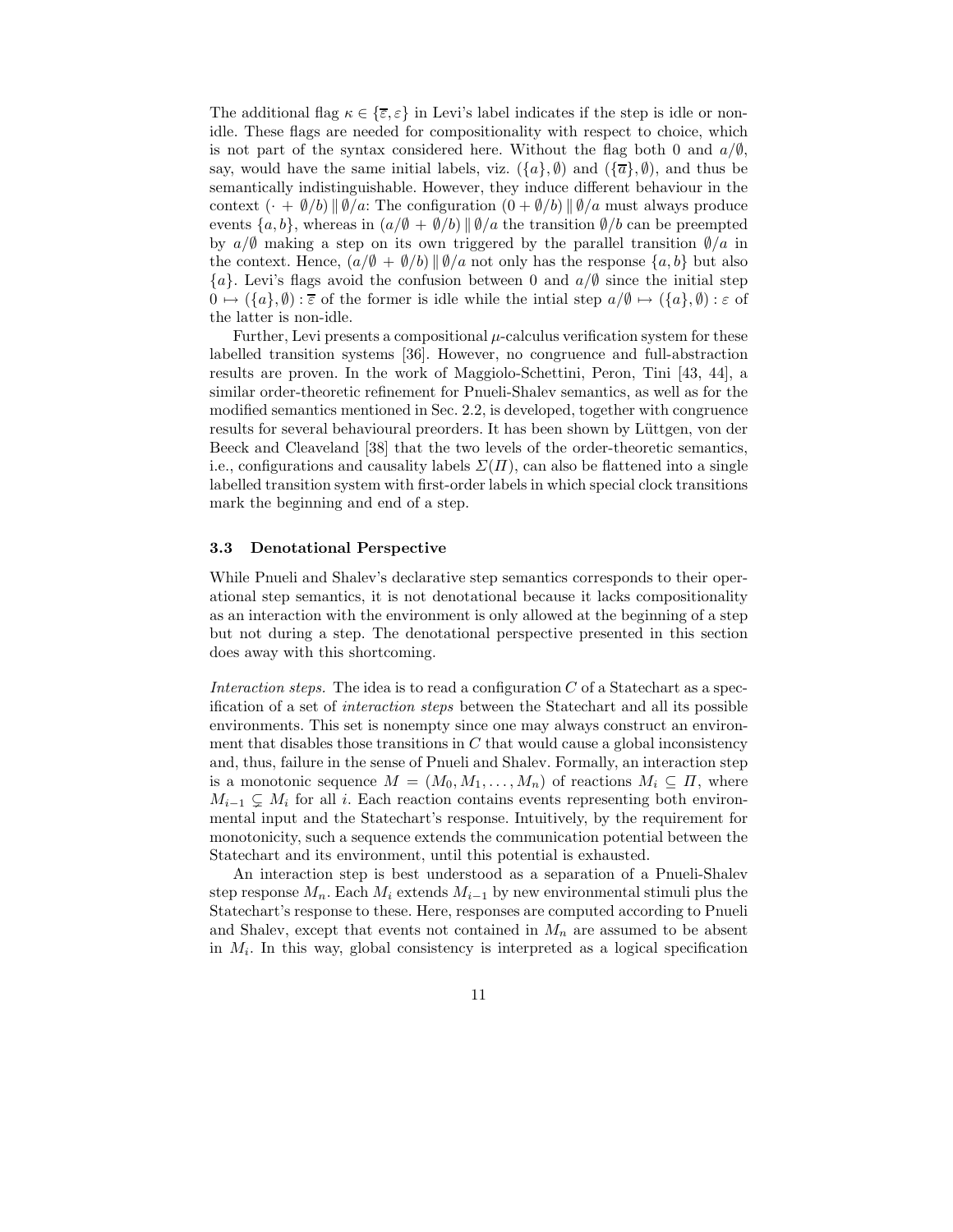The additional flag $\kappa \in \{\overline{\varepsilon}, \varepsilon\}$ in Levi's label indicates if the step is idle or non-idle. These flags are needed for compositionality with respect to choice, which is not part of the syntax considered here. Without the flag both 0 and $a/\emptyset$, say, would have the same initial labels, viz. $(\{a\}, \emptyset)$ and $(\{\overline{a}\}, \emptyset)$, and thus be semantically indistinguishable. However, they induce different behaviour in the context $(\cdot\, +\, \emptyset/b) \parallel \emptyset/a$: The configuration $(0 + \emptyset/b) \parallel \emptyset/a$ must always produce events $\{a, b\}$, whereas in $(a/\emptyset\, +\, \emptyset/b) \parallel \emptyset/a$ the transition $\emptyset/b$ can be preempted by $a/\emptyset$ making a step on its own triggered by the parallel transition $\emptyset/a$ in the context. Hence, $(a/\emptyset\, +\, \emptyset/b) \parallel \emptyset/a$ not only has the response $\{a, b\}$ but also $\{a\}$. Levi's flags avoid the confusion between 0 and $a/\emptyset$ since the initial step $0 \mapsto (\{a\}, \emptyset) : \overline{\varepsilon}$ of the former is idle while the intial step $a/\emptyset \mapsto (\{a\}, \emptyset) : \varepsilon$ of the latter is non-idle.

Further, Levi presents a compositional $\mu$-calculus verification system for these labelled transition systems [36]. However, no congruence and full-abstraction results are proven. In the work of Maggiolo-Schettini, Peron, Tini [43, 44], a similar order-theoretic refinement for Pnueli-Shalev semantics, as well as for the modified semantics mentioned in Sec. 2.2, is developed, together with congruence results for several behavioural preorders. It has been shown by Lüttgen, von der Beeck and Cleaveland [38] that the two levels of the order-theoretic semantics, i.e., configurations and causality labels $\Sigma(\Pi)$, can also be flattened into a single labelled transition system with first-order labels in which special clock transitions mark the beginning and end of a step.

### 3.3 Denotational Perspective

While Pnueli and Shalev's declarative step semantics corresponds to their operational step semantics, it is not denotational because it lacks compositionality as an interaction with the environment is only allowed at the beginning of a step but not during a step. The denotational perspective presented in this section does away with this shortcoming.

*Interaction steps.* The idea is to read a configuration $C$ of a Statechart as a specification of a set of *interaction steps* between the Statechart and all its possible environments. This set is nonempty since one may always construct an environment that disables those transitions in $C$ that would cause a global inconsistency and, thus, failure in the sense of Pnueli and Shalev. Formally, an interaction step is a monotonic sequence $M = (M_0, M_1, \ldots, M_n)$ of reactions $M_i \subseteq \Pi$, where $M_{i-1} \subsetneq M_i$ for all $i$. Each reaction contains events representing both environmental input and the Statechart's response. Intuitively, by the requirement for monotonicity, such a sequence extends the communication potential between the Statechart and its environment, until this potential is exhausted.

An interaction step is best understood as a separation of a Pnueli-Shalev step response $M_n$. Each $M_i$ extends $M_{i-1}$ by new environmental stimuli plus the Statechart's response to these. Here, responses are computed according to Pnueli and Shalev, except that events not contained in $M_n$ are assumed to be absent in $M_i$. In this way, global consistency is interpreted as a logical specification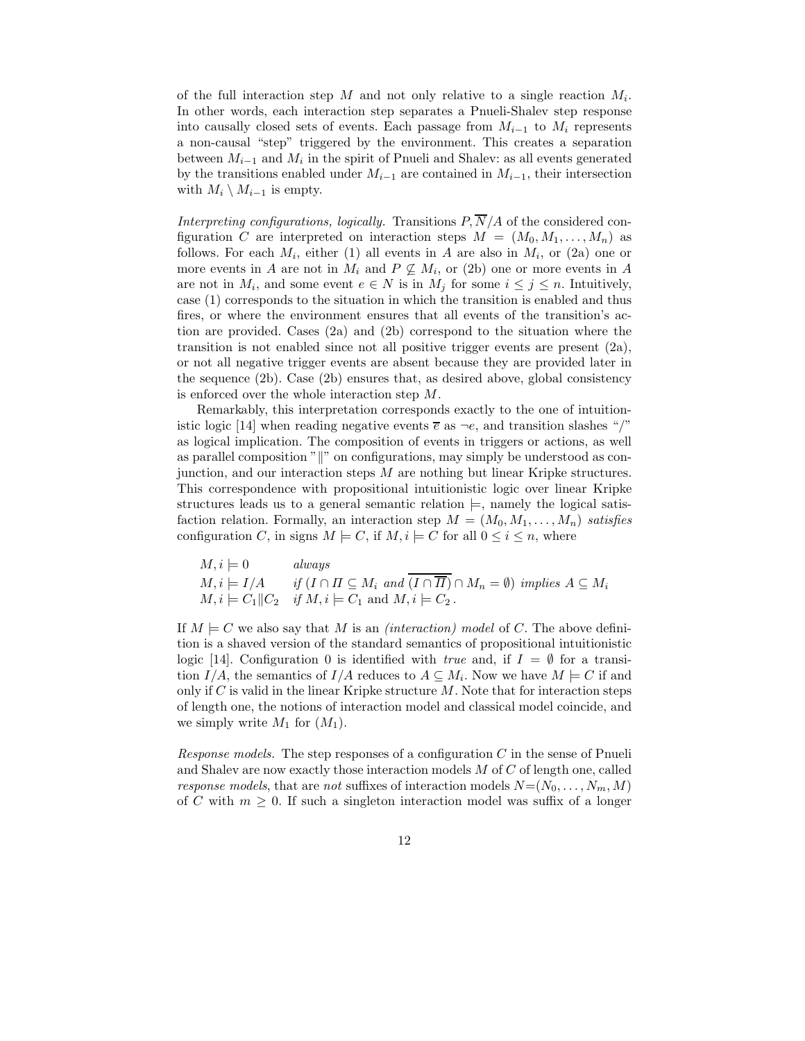of the full interaction step $M$ and not only relative to a single reaction $M_i$. In other words, each interaction step separates a Pnueli-Shalev step response into causally closed sets of events. Each passage from $M_{i-1}$ to $M_i$ represents a non-causal "step" triggered by the environment. This creates a separation between $M_{i-1}$ and $M_i$ in the spirit of Pnueli and Shalev: as all events generated by the transitions enabled under $M_{i-1}$ are contained in $M_{i-1}$, their intersection with $M_i \setminus M_{i-1}$ is empty.

*Interpreting configurations, logically.* Transitions $P, \overline{N}/A$ of the considered configuration $C$ are interpreted on interaction steps $M = (M_0, M_1, \ldots, M_n)$ as follows. For each $M_i$, either (1) all events in $A$ are also in $M_i$, or (2a) one or more events in $A$ are not in $M_i$ and $P \not\subseteq M_i$, or (2b) one or more events in $A$ are not in $M_i$, and some event $e \in N$ is in $M_j$ for some $i \leq j \leq n$. Intuitively, case (1) corresponds to the situation in which the transition is enabled and thus fires, or where the environment ensures that all events of the transition's action are provided. Cases (2a) and (2b) correspond to the situation where the transition is not enabled since not all positive trigger events are present (2a), or not all negative trigger events are absent because they are provided later in the sequence (2b). Case (2b) ensures that, as desired above, global consistency is enforced over the whole interaction step $M$.

Remarkably, this interpretation corresponds exactly to the one of intuitionistic logic [14] when reading negative events $\overline{e}$ as $\neg e$, and transition slashes "/" as logical implication. The composition of events in triggers or actions, as well as parallel composition "$\|$" on configurations, may simply be understood as conjunction, and our interaction steps $M$ are nothing but linear Kripke structures. This correspondence with propositional intuitionistic logic over linear Kripke structures leads us to a general semantic relation $\models$, namely the logical satisfaction relation. Formally, an interaction step $M = (M_0, M_1, \ldots, M_n)$ *satisfies* configuration $C$, in signs $M \models C$, if $M, i \models C$ for all $0 \leq i \leq n$, where

$$
\begin{array}{ll}
M, i \models 0 & \textit{always} \\
M, i \models I/A & \textit{if } (I \cap \Pi \subseteq M_i \textit{ and } \overline{(I \cap \overline{\Pi})} \cap M_n = \emptyset) \textit{ implies } A \subseteq M_i \\
M, i \models C_1 \| C_2 & \textit{if } M, i \models C_1 \text{ and } M, i \models C_2 \,.
\end{array}
$$

If $M \models C$ we also say that $M$ is an *(interaction) model* of $C$. The above definition is a shaved version of the standard semantics of propositional intuitionistic logic [14]. Configuration 0 is identified with *true* and, if $I = \emptyset$ for a transition $I/A$, the semantics of $I/A$ reduces to $A \subseteq M_i$. Now we have $M \models C$ if and only if $C$ is valid in the linear Kripke structure $M$. Note that for interaction steps of length one, the notions of interaction model and classical model coincide, and we simply write $M_1$ for $(M_1)$.

*Response models.* The step responses of a configuration $C$ in the sense of Pnueli and Shalev are now exactly those interaction models $M$ of $C$ of length one, called *response models*, that are *not* suffixes of interaction models $N = (N_0, \ldots, N_m, M)$ of $C$ with $m \geq 0$. If such a singleton interaction model was suffix of a longer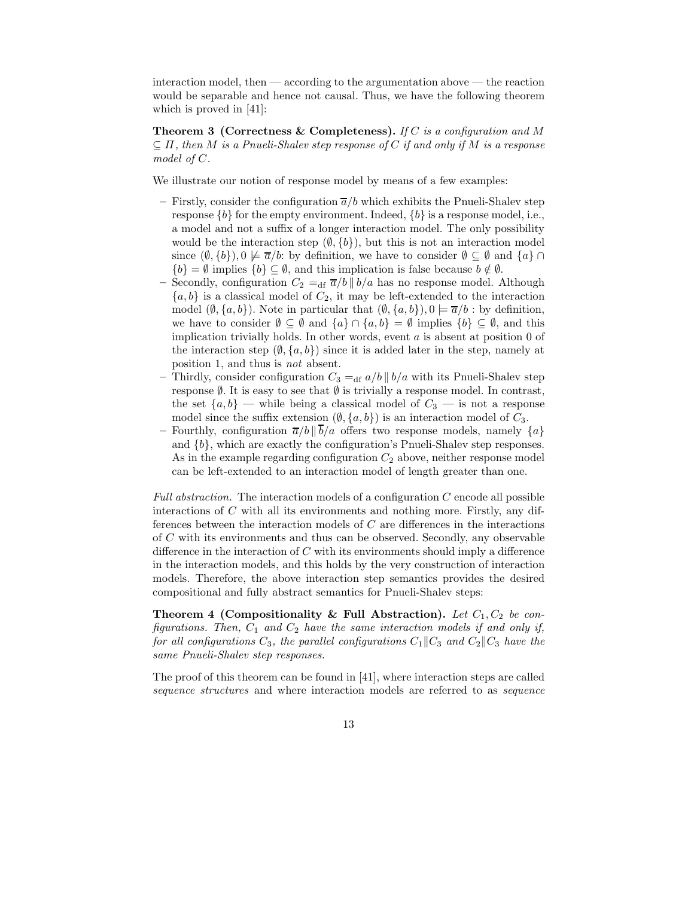interaction model, then — according to the argumentation above — the reaction would be separable and hence not causal. Thus, we have the following theorem which is proved in [41]:

**Theorem 3 (Correctness & Completeness).** *If $C$ is a configuration and $M \subseteq \Pi$, then $M$ is a Pnueli-Shalev step response of $C$ if and only if $M$ is a response model of $C$.*

We illustrate our notion of response model by means of a few examples:

- Firstly, consider the configuration $\overline{a}/b$ which exhibits the Pnueli-Shalev step response $\{b\}$ for the empty environment. Indeed, $\{b\}$ is a response model, i.e., a model and not a suffix of a longer interaction model. The only possibility would be the interaction step $(\emptyset, \{b\})$, but this is not an interaction model since $(\emptyset, \{b\}), 0 \not\models \overline{a}/b$: by definition, we have to consider $\emptyset \subseteq \emptyset$ and $\{a\} \cap \{b\} = \emptyset$ implies $\{b\} \subseteq \emptyset$, and this implication is false because $b \notin \emptyset$.
- Secondly, configuration $C_2 =_{\text{df}} \overline{a}/b \,\|\, b/a$ has no response model. Although $\{a, b\}$ is a classical model of $C_2$, it may be left-extended to the interaction model $(\emptyset, \{a, b\})$. Note in particular that $(\emptyset, \{a, b\}), 0 \models \overline{a}/b$ : by definition, we have to consider $\emptyset \subseteq \emptyset$ and $\{a\} \cap \{a, b\} = \emptyset$ implies $\{b\} \subseteq \emptyset$, and this implication trivially holds. In other words, event $a$ is absent at position 0 of the interaction step $(\emptyset, \{a, b\})$ since it is added later in the step, namely at position 1, and thus is *not* absent.
- Thirdly, consider configuration $C_3 =_{\text{df}} a/b \,\|\, b/a$ with its Pnueli-Shalev step response $\emptyset$. It is easy to see that $\emptyset$ is trivially a response model. In contrast, the set $\{a, b\}$ — while being a classical model of $C_3$ — is not a response model since the suffix extension $(\emptyset, \{a, b\})$ is an interaction model of $C_3$.
- Fourthly, configuration $\overline{a}/b \,\|\, \overline{b}/a$ offers two response models, namely $\{a\}$ and $\{b\}$, which are exactly the configuration's Pnueli-Shalev step responses. As in the example regarding configuration $C_2$ above, neither response model can be left-extended to an interaction model of length greater than one.

*Full abstraction.* The interaction models of a configuration $C$ encode all possible interactions of $C$ with all its environments and nothing more. Firstly, any differences between the interaction models of $C$ are differences in the interactions of $C$ with its environments and thus can be observed. Secondly, any observable difference in the interaction of $C$ with its environments should imply a difference in the interaction models, and this holds by the very construction of interaction models. Therefore, the above interaction step semantics provides the desired compositional and fully abstract semantics for Pnueli-Shalev steps:

**Theorem 4 (Compositionality & Full Abstraction).** *Let $C_1, C_2$ be configurations. Then, $C_1$ and $C_2$ have the same interaction models if and only if, for all configurations $C_3$, the parallel configurations $C_1 \| C_3$ and $C_2 \| C_3$ have the same Pnueli-Shalev step responses.*

The proof of this theorem can be found in [41], where interaction steps are called *sequence structures* and where interaction models are referred to as *sequence*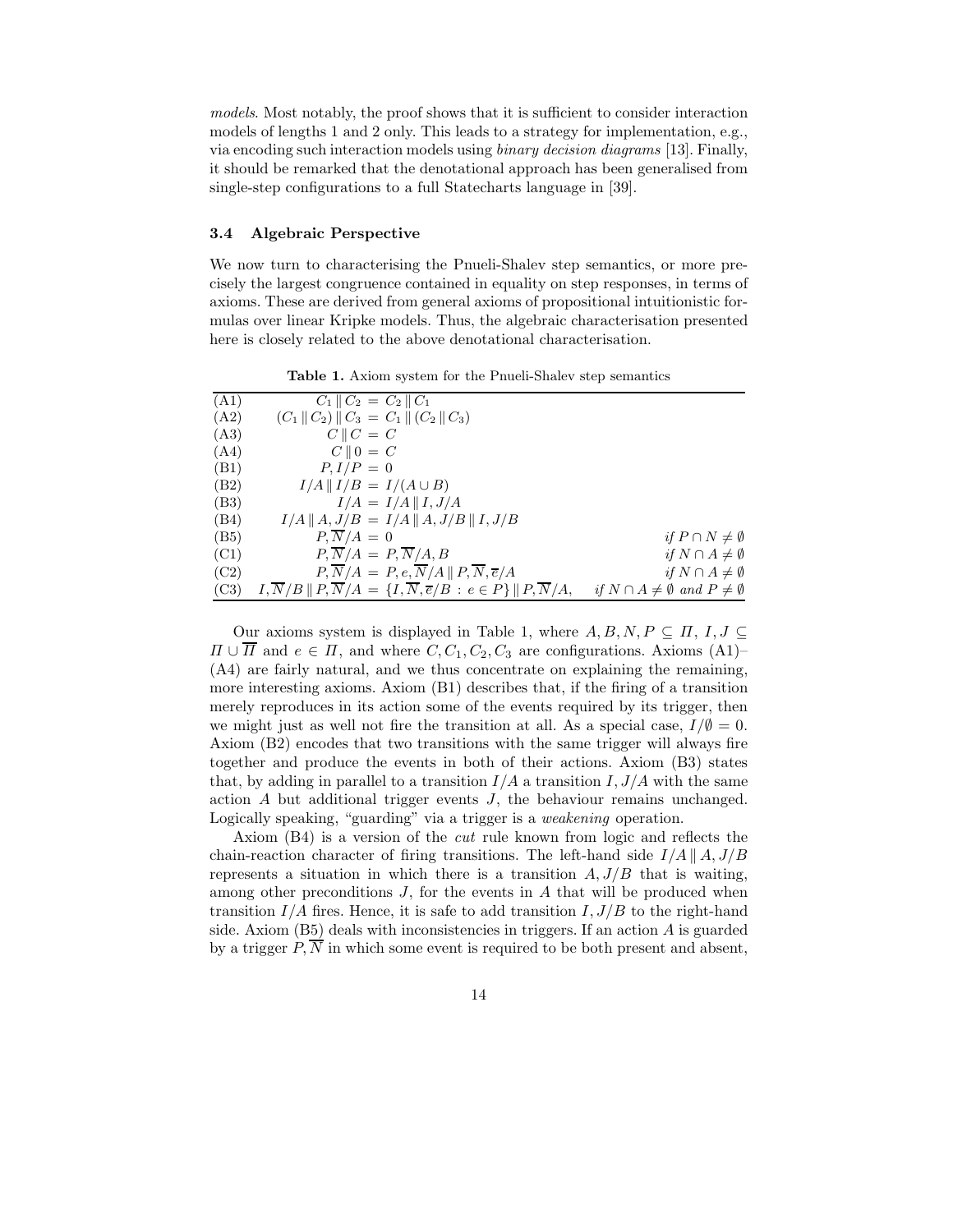*models*. Most notably, the proof shows that it is sufficient to consider interaction models of lengths 1 and 2 only. This leads to a strategy for implementation, e.g., via encoding such interaction models using *binary decision diagrams* [13]. Finally, it should be remarked that the denotational approach has been generalised from single-step configurations to a full Statecharts language in [39].

### 3.4 Algebraic Perspective

We now turn to characterising the Pnueli-Shalev step semantics, or more precisely the largest congruence contained in equality on step responses, in terms of axioms. These are derived from general axioms of propositional intuitionistic formulas over linear Kripke models. Thus, the algebraic characterisation presented here is closely related to the above denotational characterisation.

**Table 1.** Axiom system for the Pnueli-Shalev step semantics

| | | |
|---|---|---|
| (A1) | $C_1 \parallel C_2 \,=\, C_2 \parallel C_1$ | |
| (A2) | $(C_1 \parallel C_2) \parallel C_3 \,=\, C_1 \parallel (C_2 \parallel C_3)$ | |
| (A3) | $C \parallel C \,=\, C$ | |
| (A4) | $C \parallel 0 \,=\, C$ | |
| (B1) | $P, I/P \,=\, 0$ | |
| (B2) | $I/A \parallel I/B \,=\, I/(A \cup B)$ | |
| (B3) | $I/A \,=\, I/A \parallel I, J/A$ | |
| (B4) | $I/A \parallel A, J/B \,=\, I/A \parallel A, J/B \parallel I, J/B$ | |
| (B5) | $P, \overline{N}/A \,=\, 0$ | *if* $P \cap N \neq \emptyset$ |
| (C1) | $P, \overline{N}/A \,=\, P, \overline{N}/A, B$ | *if* $N \cap A \neq \emptyset$ |
| (C2) | $P, \overline{N}/A \,=\, P, e, \overline{N}/A \parallel P, \overline{N}, \overline{e}/A$ | *if* $N \cap A \neq \emptyset$ |
| (C3) | $I, \overline{N}/B \parallel P, \overline{N}/A \,=\, \{I, \overline{N}, \overline{e}/B \,:\, e \in P\} \parallel P, \overline{N}/A,$ | *if* $N \cap A \neq \emptyset$ *and* $P \neq \emptyset$ |

Our axioms system is displayed in Table 1, where $A, B, N, P \subseteq \Pi$, $I, J \subseteq \Pi \cup \overline{\Pi}$ and $e \in \Pi$, and where $C, C_1, C_2, C_3$ are configurations. Axioms (A1)–(A4) are fairly natural, and we thus concentrate on explaining the remaining, more interesting axioms. Axiom (B1) describes that, if the firing of a transition merely reproduces in its action some of the events required by its trigger, then we might just as well not fire the transition at all. As a special case, $I/\emptyset = 0$. Axiom (B2) encodes that two transitions with the same trigger will always fire together and produce the events in both of their actions. Axiom (B3) states that, by adding in parallel to a transition $I/A$ a transition $I, J/A$ with the same action $A$ but additional trigger events $J$, the behaviour remains unchanged. Logically speaking, "guarding" via a trigger is a *weakening* operation.

Axiom (B4) is a version of the *cut* rule known from logic and reflects the chain-reaction character of firing transitions. The left-hand side $I/A \parallel A, J/B$ represents a situation in which there is a transition $A, J/B$ that is waiting, among other preconditions $J$, for the events in $A$ that will be produced when transition $I/A$ fires. Hence, it is safe to add transition $I, J/B$ to the right-hand side. Axiom (B5) deals with inconsistencies in triggers. If an action $A$ is guarded by a trigger $P, \overline{N}$ in which some event is required to be both present and absent,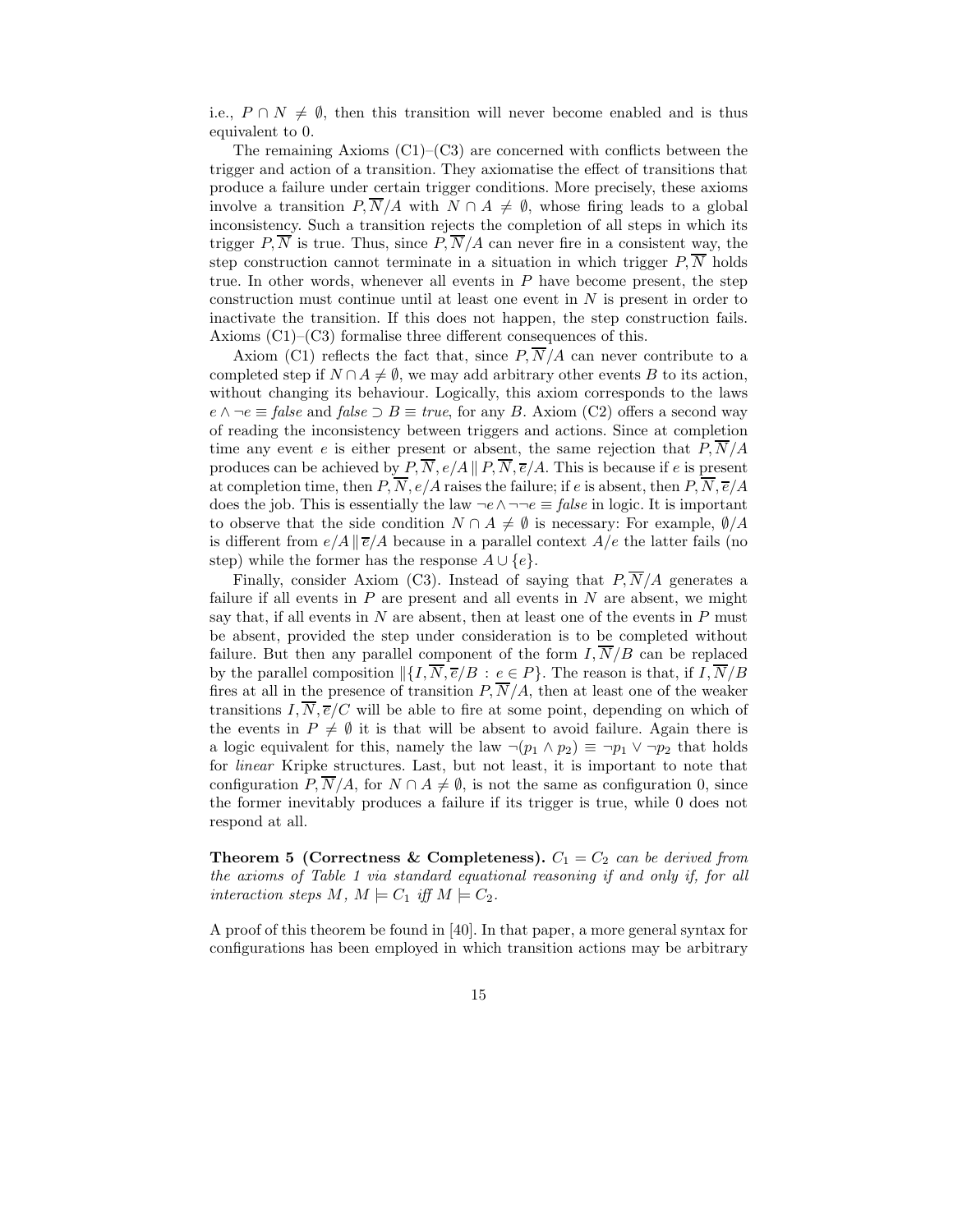i.e., $P \cap N \neq \emptyset$, then this transition will never become enabled and is thus equivalent to 0.

The remaining Axioms (C1)–(C3) are concerned with conflicts between the trigger and action of a transition. They axiomatise the effect of transitions that produce a failure under certain trigger conditions. More precisely, these axioms involve a transition $P, \overline{N}/A$ with $N \cap A \neq \emptyset$, whose firing leads to a global inconsistency. Such a transition rejects the completion of all steps in which its trigger $P, \overline{N}$ is true. Thus, since $P, \overline{N}/A$ can never fire in a consistent way, the step construction cannot terminate in a situation in which trigger $P, \overline{N}$ holds true. In other words, whenever all events in $P$ have become present, the step construction must continue until at least one event in $N$ is present in order to inactivate the transition. If this does not happen, the step construction fails. Axioms (C1)–(C3) formalise three different consequences of this.

Axiom (C1) reflects the fact that, since $P, \overline{N}/A$ can never contribute to a completed step if $N \cap A \neq \emptyset$, we may add arbitrary other events $B$ to its action, without changing its behaviour. Logically, this axiom corresponds to the laws $e \wedge \neg e \equiv \mathit{false}$ and $\mathit{false} \supset B \equiv \mathit{true}$, for any $B$. Axiom (C2) offers a second way of reading the inconsistency between triggers and actions. Since at completion time any event $e$ is either present or absent, the same rejection that $P, \overline{N}/A$ produces can be achieved by $P, \overline{N}, e/A \parallel P, \overline{N}, \overline{e}/A$. This is because if $e$ is present at completion time, then $P, \overline{N}, e/A$ raises the failure; if $e$ is absent, then $P, \overline{N}, \overline{e}/A$ does the job. This is essentially the law $\neg e \wedge \neg\neg e \equiv \mathit{false}$ in logic. It is important to observe that the side condition $N \cap A \neq \emptyset$ is necessary: For example, $\emptyset/A$ is different from $e/A \parallel \overline{e}/A$ because in a parallel context $A/e$ the latter fails (no step) while the former has the response $A \cup \{e\}$.

Finally, consider Axiom (C3). Instead of saying that $P, \overline{N}/A$ generates a failure if all events in $P$ are present and all events in $N$ are absent, we might say that, if all events in $N$ are absent, then at least one of the events in $P$ must be absent, provided the step under consideration is to be completed without failure. But then any parallel component of the form $I, \overline{N}/B$ can be replaced by the parallel composition $\parallel\{I, \overline{N}, \overline{e}/B : e \in P\}$. The reason is that, if $I, \overline{N}/B$ fires at all in the presence of transition $P, \overline{N}/A$, then at least one of the weaker transitions $I, \overline{N}, \overline{e}/C$ will be able to fire at some point, depending on which of the events in $P \neq \emptyset$ it is that will be absent to avoid failure. Again there is a logic equivalent for this, namely the law $\neg(p_1 \wedge p_2) \equiv \neg p_1 \vee \neg p_2$ that holds for *linear* Kripke structures. Last, but not least, it is important to note that configuration $P, \overline{N}/A$, for $N \cap A \neq \emptyset$, is not the same as configuration 0, since the former inevitably produces a failure if its trigger is true, while 0 does not respond at all.

**Theorem 5 (Correctness & Completeness).** *$C_1 = C_2$ can be derived from the axioms of Table 1 via standard equational reasoning if and only if, for all interaction steps $M$, $M \models C_1$ iff $M \models C_2$.*

A proof of this theorem be found in [40]. In that paper, a more general syntax for configurations has been employed in which transition actions may be arbitrary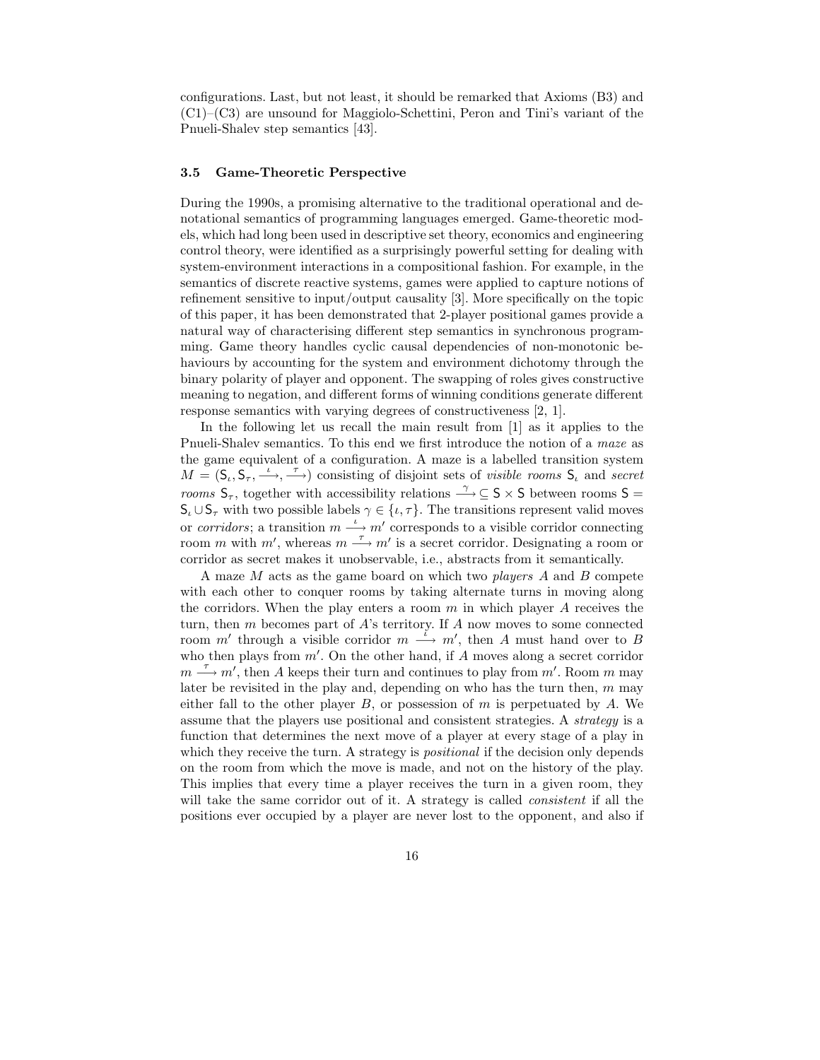configurations. Last, but not least, it should be remarked that Axioms (B3) and (C1)–(C3) are unsound for Maggiolo-Schettini, Peron and Tini's variant of the Pnueli-Shalev step semantics [43].

### 3.5 Game-Theoretic Perspective

During the 1990s, a promising alternative to the traditional operational and denotational semantics of programming languages emerged. Game-theoretic models, which had long been used in descriptive set theory, economics and engineering control theory, were identified as a surprisingly powerful setting for dealing with system-environment interactions in a compositional fashion. For example, in the semantics of discrete reactive systems, games were applied to capture notions of refinement sensitive to input/output causality [3]. More specifically on the topic of this paper, it has been demonstrated that 2-player positional games provide a natural way of characterising different step semantics in synchronous programming. Game theory handles cyclic causal dependencies of non-monotonic behaviours by accounting for the system and environment dichotomy through the binary polarity of player and opponent. The swapping of roles gives constructive meaning to negation, and different forms of winning conditions generate different response semantics with varying degrees of constructiveness [2, 1].

In the following let us recall the main result from [1] as it applies to the Pnueli-Shalev semantics. To this end we first introduce the notion of a *maze* as the game equivalent of a configuration. A maze is a labelled transition system $M = (\mathsf{S}_\iota, \mathsf{S}_\tau, \xrightarrow{\iota}, \xrightarrow{\tau})$ consisting of disjoint sets of *visible rooms* $\mathsf{S}_\iota$ and *secret rooms* $\mathsf{S}_\tau$, together with accessibility relations $\xrightarrow{\gamma} \subseteq \mathsf{S} \times \mathsf{S}$ between rooms $\mathsf{S} = \mathsf{S}_\iota \cup \mathsf{S}_\tau$ with two possible labels $\gamma \in \{\iota, \tau\}$. The transitions represent valid moves or *corridors*; a transition $m \xrightarrow{\iota} m'$ corresponds to a visible corridor connecting room $m$ with $m'$, whereas $m \xrightarrow{\tau} m'$ is a secret corridor. Designating a room or corridor as secret makes it unobservable, i.e., abstracts from it semantically.

A maze $M$ acts as the game board on which two *players* $A$ and $B$ compete with each other to conquer rooms by taking alternate turns in moving along the corridors. When the play enters a room $m$ in which player $A$ receives the turn, then $m$ becomes part of $A$'s territory. If $A$ now moves to some connected room $m'$ through a visible corridor $m \xrightarrow{\iota} m'$, then $A$ must hand over to $B$ who then plays from $m'$. On the other hand, if $A$ moves along a secret corridor $m \xrightarrow{\tau} m'$, then $A$ keeps their turn and continues to play from $m'$. Room $m$ may later be revisited in the play and, depending on who has the turn then, $m$ may either fall to the other player $B$, or possession of $m$ is perpetuated by $A$. We assume that the players use positional and consistent strategies. A *strategy* is a function that determines the next move of a player at every stage of a play in which they receive the turn. A strategy is *positional* if the decision only depends on the room from which the move is made, and not on the history of the play. This implies that every time a player receives the turn in a given room, they will take the same corridor out of it. A strategy is called *consistent* if all the positions ever occupied by a player are never lost to the opponent, and also if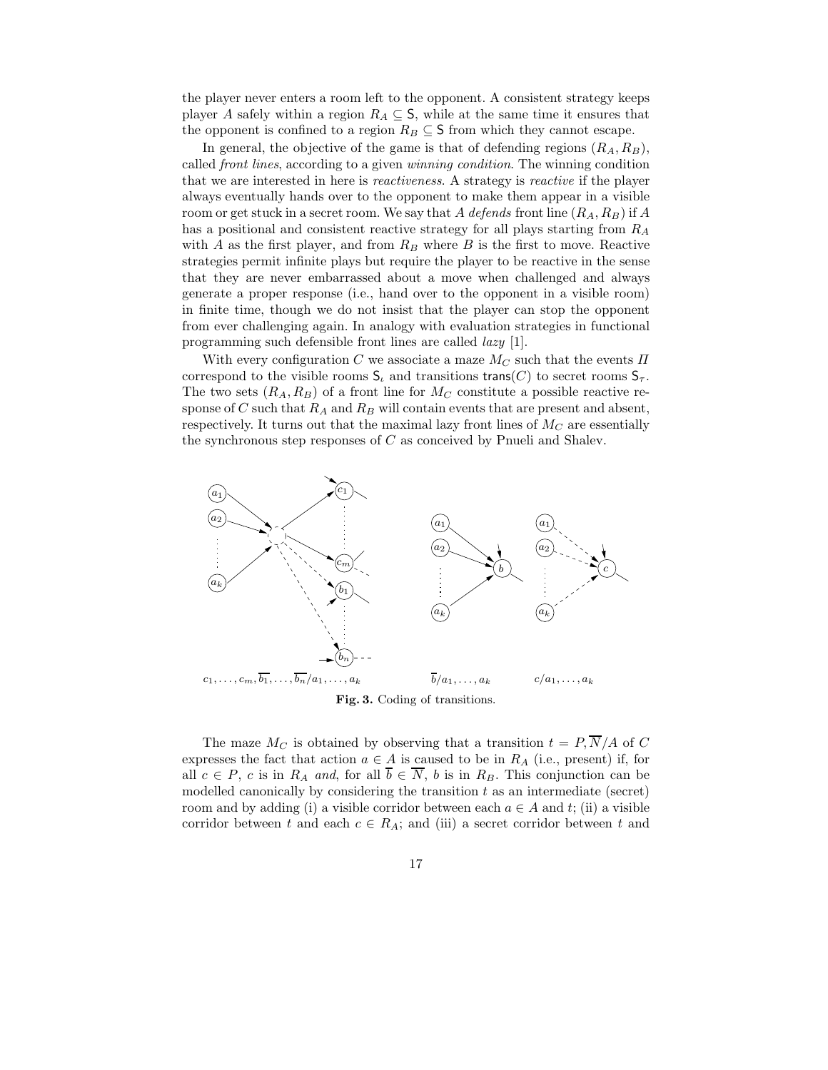the player never enters a room left to the opponent. A consistent strategy keeps player $A$ safely within a region $R_A \subseteq \mathsf{S}$, while at the same time it ensures that the opponent is confined to a region $R_B \subseteq \mathsf{S}$ from which they cannot escape.

In general, the objective of the game is that of defending regions $(R_A, R_B)$, called *front lines*, according to a given *winning condition*. The winning condition that we are interested in here is *reactiveness*. A strategy is *reactive* if the player always eventually hands over to the opponent to make them appear in a visible room or get stuck in a secret room. We say that $A$ *defends* front line $(R_A, R_B)$ if $A$ has a positional and consistent reactive strategy for all plays starting from $R_A$ with $A$ as the first player, and from $R_B$ where $B$ is the first to move. Reactive strategies permit infinite plays but require the player to be reactive in the sense that they are never embarrassed about a move when challenged and always generate a proper response (i.e., hand over to the opponent in a visible room) in finite time, though we do not insist that the player can stop the opponent from ever challenging again. In analogy with evaluation strategies in functional programming such defensible front lines are called *lazy* [1].

With every configuration $C$ we associate a maze $M_C$ such that the events $\Pi$ correspond to the visible rooms $\mathsf{S}_\iota$ and transitions $\mathsf{trans}(C)$ to secret rooms $\mathsf{S}_\tau$. The two sets $(R_A, R_B)$ of a front line for $M_C$ constitute a possible reactive response of $C$ such that $R_A$ and $R_B$ will contain events that are present and absent, respectively. It turns out that the maximal lazy front lines of $M_C$ are essentially the synchronous step responses of $C$ as conceived by Pnueli and Shalev.

$c_1, \ldots, c_m, \overline{b_1}, \ldots, \overline{b_n} / a_1, \ldots, a_k$ $\qquad$ $\overline{b}/a_1, \ldots, a_k$ $\qquad$ $c/a_1, \ldots, a_k$

**Fig. 3.** Coding of transitions.

The maze $M_C$ is obtained by observing that a transition $t = P, \overline{N}/A$ of $C$ expresses the fact that action $a \in A$ is caused to be in $R_A$ (i.e., present) if, for all $c \in P$, $c$ is in $R_A$ *and*, for all $\overline{b} \in \overline{N}$, $b$ is in $R_B$. This conjunction can be modelled canonically by considering the transition $t$ as an intermediate (secret) room and by adding (i) a visible corridor between each $a \in A$ and $t$; (ii) a visible corridor between $t$ and each $c \in R_A$; and (iii) a secret corridor between $t$ and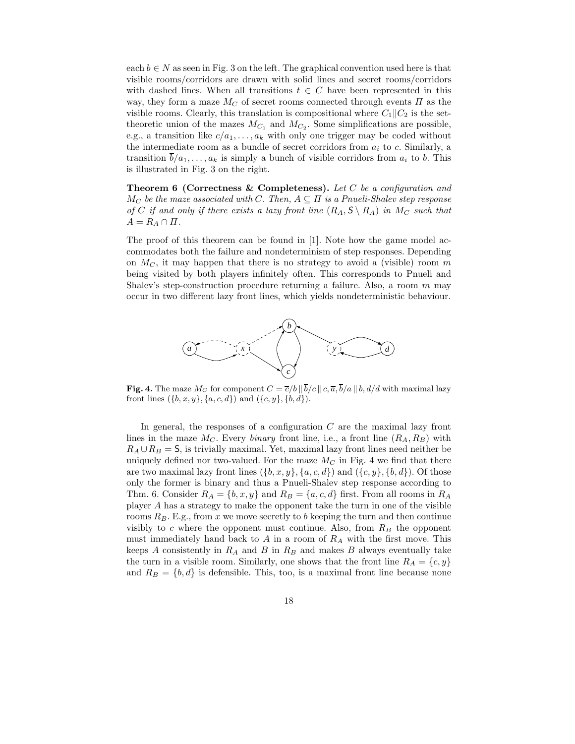each $b \in N$ as seen in Fig. 3 on the left. The graphical convention used here is that visible rooms/corridors are drawn with solid lines and secret rooms/corridors with dashed lines. When all transitions $t \in C$ have been represented in this way, they form a maze $M_C$ of secret rooms connected through events $\Pi$ as the visible rooms. Clearly, this translation is compositional where $C_1 \| C_2$ is the set-theoretic union of the mazes $M_{C_1}$ and $M_{C_2}$. Some simplifications are possible, e.g., a transition like $c/a_1, \ldots, a_k$ with only one trigger may be coded without the intermediate room as a bundle of secret corridors from $a_i$ to $c$. Similarly, a transition $\overline{b}/a_1, \ldots, a_k$ is simply a bunch of visible corridors from $a_i$ to $b$. This is illustrated in Fig. 3 on the right.

**Theorem 6 (Correctness & Completeness).** *Let $C$ be a configuration and $M_C$ be the maze associated with $C$. Then, $A \subseteq \Pi$ is a Pnueli-Shalev step response of $C$ if and only if there exists a lazy front line $(R_A, \mathsf{S} \setminus R_A)$ in $M_C$ such that $A = R_A \cap \Pi$.*

The proof of this theorem can be found in [1]. Note how the game model accommodates both the failure and nondeterminism of step responses. Depending on $M_C$, it may happen that there is no strategy to avoid a (visible) room $m$ being visited by both players infinitely often. This corresponds to Pnueli and Shalev's step-construction procedure returning a failure. Also, a room $m$ may occur in two different lazy front lines, which yields nondeterministic behaviour.

**Fig. 4.** The maze $M_C$ for component $C = \overline{c}/b \,\|\, \overline{b}/c \,\|\, c, \overline{a}, \overline{b}/a \,\|\, b, d/d$ with maximal lazy front lines $(\{b, x, y\}, \{a, c, d\})$ and $(\{c, y\}, \{b, d\})$.

In general, the responses of a configuration $C$ are the maximal lazy front lines in the maze $M_C$. Every *binary* front line, i.e., a front line $(R_A, R_B)$ with $R_A \cup R_B = \mathsf{S}$, is trivially maximal. Yet, maximal lazy front lines need neither be uniquely defined nor two-valued. For the maze $M_C$ in Fig. 4 we find that there are two maximal lazy front lines $(\{b, x, y\}, \{a, c, d\})$ and $(\{c, y\}, \{b, d\})$. Of those only the former is binary and thus a Pnueli-Shalev step response according to Thm. 6. Consider $R_A = \{b, x, y\}$ and $R_B = \{a, c, d\}$ first. From all rooms in $R_A$ player $A$ has a strategy to make the opponent take the turn in one of the visible rooms $R_B$. E.g., from $x$ we move secretly to $b$ keeping the turn and then continue visibly to $c$ where the opponent must continue. Also, from $R_B$ the opponent must immediately hand back to $A$ in a room of $R_A$ with the first move. This keeps $A$ consistently in $R_A$ and $B$ in $R_B$ and makes $B$ always eventually take the turn in a visible room. Similarly, one shows that the front line $R_A = \{c, y\}$ and $R_B = \{b, d\}$ is defensible. This, too, is a maximal front line because none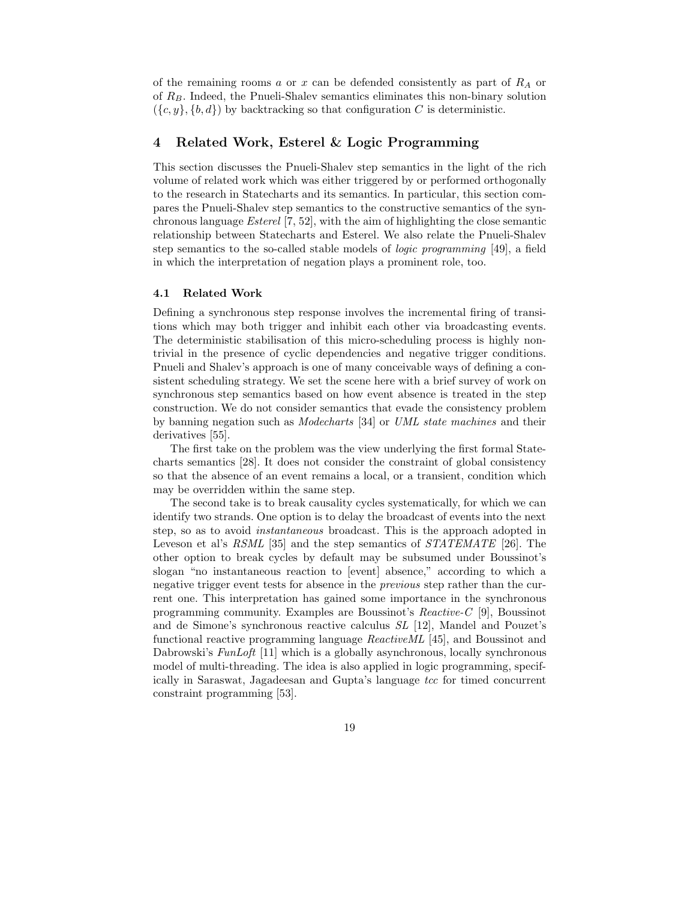of the remaining rooms $a$ or $x$ can be defended consistently as part of $R_A$ or of $R_B$. Indeed, the Pnueli-Shalev semantics eliminates this non-binary solution $(\{c, y\}, \{b, d\})$ by backtracking so that configuration $C$ is deterministic.

## 4 Related Work, Esterel & Logic Programming

This section discusses the Pnueli-Shalev step semantics in the light of the rich volume of related work which was either triggered by or performed orthogonally to the research in Statecharts and its semantics. In particular, this section compares the Pnueli-Shalev step semantics to the constructive semantics of the synchronous language *Esterel* [7, 52], with the aim of highlighting the close semantic relationship between Statecharts and Esterel. We also relate the Pnueli-Shalev step semantics to the so-called stable models of *logic programming* [49], a field in which the interpretation of negation plays a prominent role, too.

### 4.1 Related Work

Defining a synchronous step response involves the incremental firing of transitions which may both trigger and inhibit each other via broadcasting events. The deterministic stabilisation of this micro-scheduling process is highly nontrivial in the presence of cyclic dependencies and negative trigger conditions. Pnueli and Shalev's approach is one of many conceivable ways of defining a consistent scheduling strategy. We set the scene here with a brief survey of work on synchronous step semantics based on how event absence is treated in the step construction. We do not consider semantics that evade the consistency problem by banning negation such as *Modecharts* [34] or *UML state machines* and their derivatives [55].

The first take on the problem was the view underlying the first formal Statecharts semantics [28]. It does not consider the constraint of global consistency so that the absence of an event remains a local, or a transient, condition which may be overridden within the same step.

The second take is to break causality cycles systematically, for which we can identify two strands. One option is to delay the broadcast of events into the next step, so as to avoid *instantaneous* broadcast. This is the approach adopted in Leveson et al's *RSML* [35] and the step semantics of *STATEMATE* [26]. The other option to break cycles by default may be subsumed under Boussinot's slogan "no instantaneous reaction to [event] absence," according to which a negative trigger event tests for absence in the *previous* step rather than the current one. This interpretation has gained some importance in the synchronous programming community. Examples are Boussinot's *Reactive-C* [9], Boussinot and de Simone's synchronous reactive calculus *SL* [12], Mandel and Pouzet's functional reactive programming language *ReactiveML* [45], and Boussinot and Dabrowski's *FunLoft* [11] which is a globally asynchronous, locally synchronous model of multi-threading. The idea is also applied in logic programming, specifically in Saraswat, Jagadeesan and Gupta's language *tcc* for timed concurrent constraint programming [53].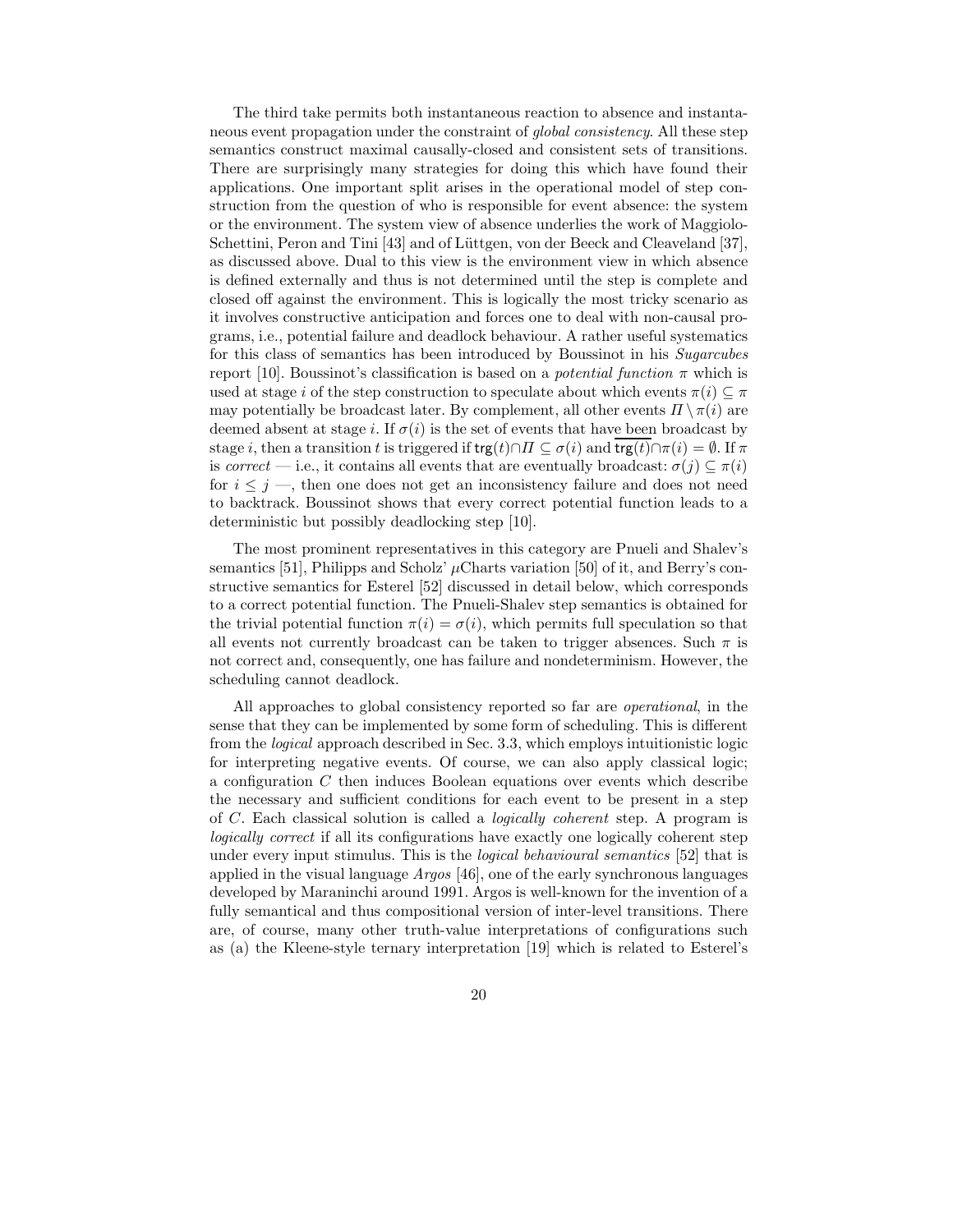The third take permits both instantaneous reaction to absence and instantaneous event propagation under the constraint of *global consistency*. All these step semantics construct maximal causally-closed and consistent sets of transitions. There are surprisingly many strategies for doing this which have found their applications. One important split arises in the operational model of step construction from the question of who is responsible for event absence: the system or the environment. The system view of absence underlies the work of Maggiolo-Schettini, Peron and Tini [43] and of Lüttgen, von der Beeck and Cleaveland [37], as discussed above. Dual to this view is the environment view in which absence is defined externally and thus is not determined until the step is complete and closed off against the environment. This is logically the most tricky scenario as it involves constructive anticipation and forces one to deal with non-causal programs, i.e., potential failure and deadlock behaviour. A rather useful systematics for this class of semantics has been introduced by Boussinot in his *Sugarcubes* report [10]. Boussinot's classification is based on a *potential function* $\pi$ which is used at stage $i$ of the step construction to speculate about which events $\pi(i) \subseteq \pi$ may potentially be broadcast later. By complement, all other events $\Pi \setminus \pi(i)$ are deemed absent at stage $i$. If $\sigma(i)$ is the set of events that have been broadcast by stage $i$, then a transition $t$ is triggered if $\mathsf{trg}(t) \cap \Pi \subseteq \sigma(i)$ and $\overline{\mathsf{trg}(t)} \cap \pi(i) = \emptyset$. If $\pi$ is *correct* — i.e., it contains all events that are eventually broadcast: $\sigma(j) \subseteq \pi(i)$ for $i \leq j$ —, then one does not get an inconsistency failure and does not need to backtrack. Boussinot shows that every correct potential function leads to a deterministic but possibly deadlocking step [10].

The most prominent representatives in this category are Pnueli and Shalev's semantics [51], Philipps and Scholz' $\mu$Charts variation [50] of it, and Berry's constructive semantics for Esterel [52] discussed in detail below, which corresponds to a correct potential function. The Pnueli-Shalev step semantics is obtained for the trivial potential function $\pi(i) = \sigma(i)$, which permits full speculation so that all events not currently broadcast can be taken to trigger absences. Such $\pi$ is not correct and, consequently, one has failure and nondeterminism. However, the scheduling cannot deadlock.

All approaches to global consistency reported so far are *operational*, in the sense that they can be implemented by some form of scheduling. This is different from the *logical* approach described in Sec. 3.3, which employs intuitionistic logic for interpreting negative events. Of course, we can also apply classical logic; a configuration $C$ then induces Boolean equations over events which describe the necessary and sufficient conditions for each event to be present in a step of $C$. Each classical solution is called a *logically coherent* step. A program is *logically correct* if all its configurations have exactly one logically coherent step under every input stimulus. This is the *logical behavioural semantics* [52] that is applied in the visual language *Argos* [46], one of the early synchronous languages developed by Maraninchi around 1991. Argos is well-known for the invention of a fully semantical and thus compositional version of inter-level transitions. There are, of course, many other truth-value interpretations of configurations such as (a) the Kleene-style ternary interpretation [19] which is related to Esterel's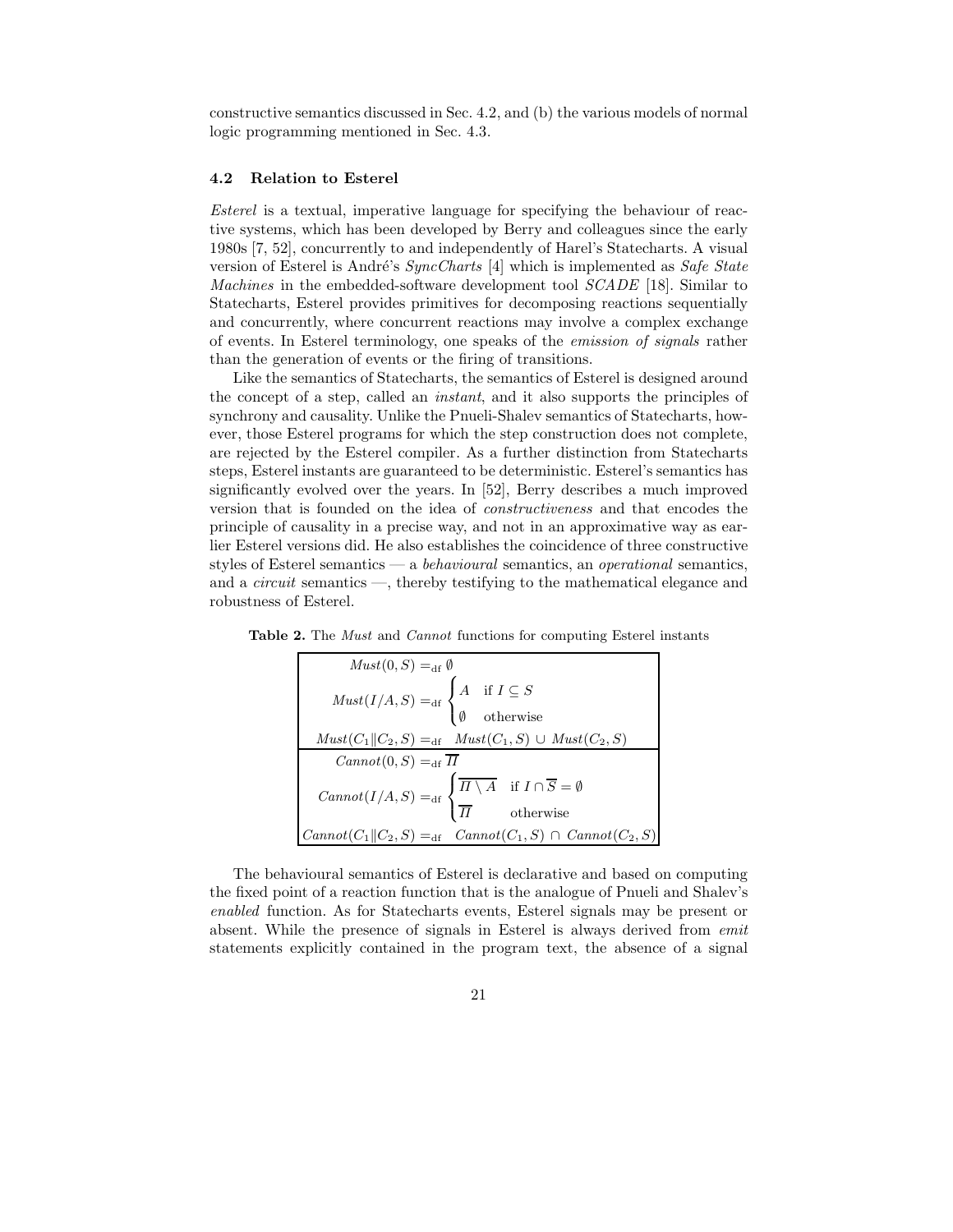constructive semantics discussed in Sec. 4.2, and (b) the various models of normal logic programming mentioned in Sec. 4.3.

### 4.2 Relation to Esterel

*Esterel* is a textual, imperative language for specifying the behaviour of reactive systems, which has been developed by Berry and colleagues since the early 1980s [7, 52], concurrently to and independently of Harel's Statecharts. A visual version of Esterel is André's *SyncCharts* [4] which is implemented as *Safe State Machines* in the embedded-software development tool *SCADE* [18]. Similar to Statecharts, Esterel provides primitives for decomposing reactions sequentially and concurrently, where concurrent reactions may involve a complex exchange of events. In Esterel terminology, one speaks of the *emission of signals* rather than the generation of events or the firing of transitions.

Like the semantics of Statecharts, the semantics of Esterel is designed around the concept of a step, called an *instant*, and it also supports the principles of synchrony and causality. Unlike the Pnueli-Shalev semantics of Statecharts, however, those Esterel programs for which the step construction does not complete, are rejected by the Esterel compiler. As a further distinction from Statecharts steps, Esterel instants are guaranteed to be deterministic. Esterel's semantics has significantly evolved over the years. In [52], Berry describes a much improved version that is founded on the idea of *constructiveness* and that encodes the principle of causality in a precise way, and not in an approximative way as earlier Esterel versions did. He also establishes the coincidence of three constructive styles of Esterel semantics — a *behavioural* semantics, an *operational* semantics, and a *circuit* semantics —, thereby testifying to the mathematical elegance and robustness of Esterel.

**Table 2.** The *Must* and *Cannot* functions for computing Esterel instants

$$Must(0, S) =_{\mathrm{df}} \emptyset$$

$$Must(I/A, S) =_{\mathrm{df}} \begin{cases} A & \text{if } I \subseteq S \\ \emptyset & \text{otherwise} \end{cases}$$

$$Must(C_1 \| C_2, S) =_{\mathrm{df}} \; Must(C_1, S) \cup Must(C_2, S)$$

$$Cannot(0, S) =_{\mathrm{df}} \overline{\Pi}$$

$$Cannot(I/A, S) =_{\mathrm{df}} \begin{cases} \overline{\Pi \setminus A} & \text{if } I \cap \overline{S} = \emptyset \\ \overline{\Pi} & \text{otherwise} \end{cases}$$

$$Cannot(C_1 \| C_2, S) =_{\mathrm{df}} \; Cannot(C_1, S) \cap Cannot(C_2, S)$$

The behavioural semantics of Esterel is declarative and based on computing the fixed point of a reaction function that is the analogue of Pnueli and Shalev's *enabled* function. As for Statecharts events, Esterel signals may be present or absent. While the presence of signals in Esterel is always derived from *emit* statements explicitly contained in the program text, the absence of a signal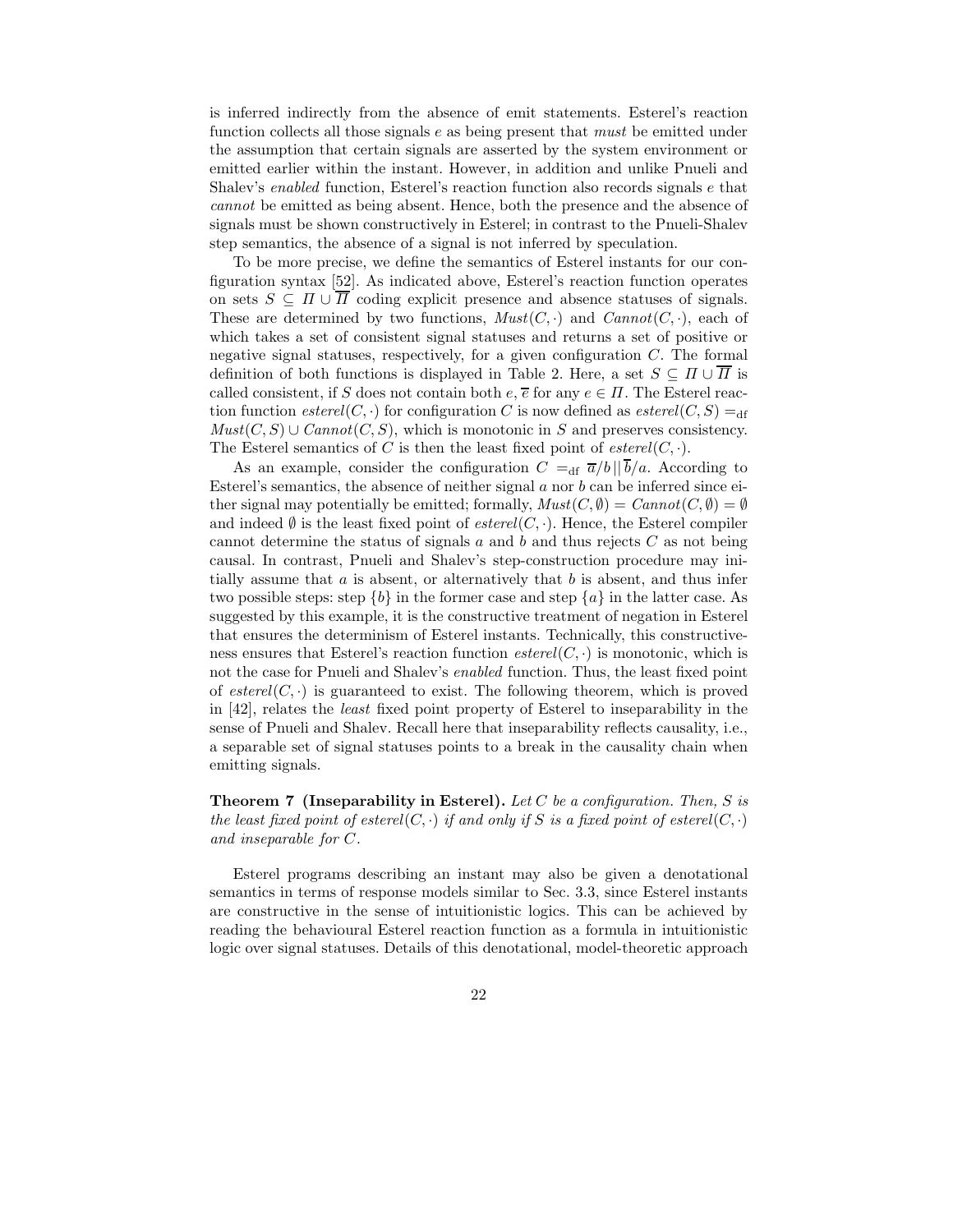is inferred indirectly from the absence of emit statements. Esterel's reaction function collects all those signals $e$ as being present that *must* be emitted under the assumption that certain signals are asserted by the system environment or emitted earlier within the instant. However, in addition and unlike Pnueli and Shalev's *enabled* function, Esterel's reaction function also records signals $e$ that *cannot* be emitted as being absent. Hence, both the presence and the absence of signals must be shown constructively in Esterel; in contrast to the Pnueli-Shalev step semantics, the absence of a signal is not inferred by speculation.

To be more precise, we define the semantics of Esterel instants for our configuration syntax [52]. As indicated above, Esterel's reaction function operates on sets $S \subseteq \Pi \cup \overline{\Pi}$ coding explicit presence and absence statuses of signals. These are determined by two functions, $Must(C, \cdot)$ and $Cannot(C, \cdot)$, each of which takes a set of consistent signal statuses and returns a set of positive or negative signal statuses, respectively, for a given configuration $C$. The formal definition of both functions is displayed in Table 2. Here, a set $S \subseteq \Pi \cup \overline{\Pi}$ is called consistent, if $S$ does not contain both $e, \overline{e}$ for any $e \in \Pi$. The Esterel reaction function $esterel(C, \cdot)$ for configuration $C$ is now defined as $esterel(C, S) =_{\text{df}} Must(C, S) \cup Cannot(C, S)$, which is monotonic in $S$ and preserves consistency. The Esterel semantics of $C$ is then the least fixed point of $esterel(C, \cdot)$.

As an example, consider the configuration $C =_{\text{df}} \overline{a}/b \,||\, \overline{b}/a$. According to Esterel's semantics, the absence of neither signal $a$ nor $b$ can be inferred since either signal may potentially be emitted; formally, $Must(C, \emptyset) = Cannot(C, \emptyset) = \emptyset$ and indeed $\emptyset$ is the least fixed point of $esterel(C, \cdot)$. Hence, the Esterel compiler cannot determine the status of signals $a$ and $b$ and thus rejects $C$ as not being causal. In contrast, Pnueli and Shalev's step-construction procedure may initially assume that $a$ is absent, or alternatively that $b$ is absent, and thus infer two possible steps: step $\{b\}$ in the former case and step $\{a\}$ in the latter case. As suggested by this example, it is the constructive treatment of negation in Esterel that ensures the determinism of Esterel instants. Technically, this constructiveness ensures that Esterel's reaction function $esterel(C, \cdot)$ is monotonic, which is not the case for Pnueli and Shalev's *enabled* function. Thus, the least fixed point of $esterel(C, \cdot)$ is guaranteed to exist. The following theorem, which is proved in [42], relates the *least* fixed point property of Esterel to inseparability in the sense of Pnueli and Shalev. Recall here that inseparability reflects causality, i.e., a separable set of signal statuses points to a break in the causality chain when emitting signals.

**Theorem 7 (Inseparability in Esterel).** *Let $C$ be a configuration. Then, $S$ is the least fixed point of $esterel(C, \cdot)$ if and only if $S$ is a fixed point of $esterel(C, \cdot)$ and inseparable for $C$.*

Esterel programs describing an instant may also be given a denotational semantics in terms of response models similar to Sec. 3.3, since Esterel instants are constructive in the sense of intuitionistic logics. This can be achieved by reading the behavioural Esterel reaction function as a formula in intuitionistic logic over signal statuses. Details of this denotational, model-theoretic approach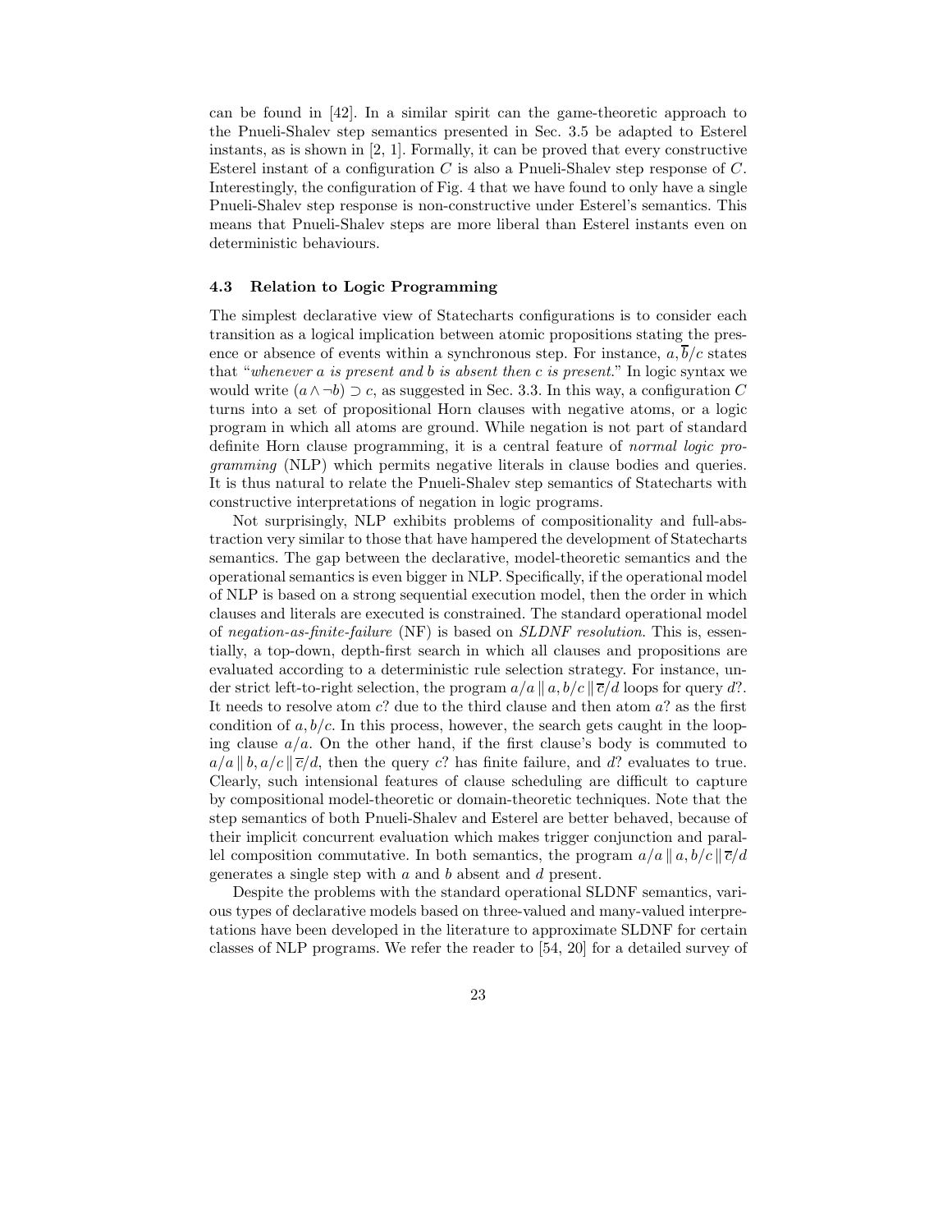can be found in [42]. In a similar spirit can the game-theoretic approach to the Pnueli-Shalev step semantics presented in Sec. 3.5 be adapted to Esterel instants, as is shown in [2, 1]. Formally, it can be proved that every constructive Esterel instant of a configuration $C$ is also a Pnueli-Shalev step response of $C$. Interestingly, the configuration of Fig. 4 that we have found to only have a single Pnueli-Shalev step response is non-constructive under Esterel's semantics. This means that Pnueli-Shalev steps are more liberal than Esterel instants even on deterministic behaviours.

### 4.3 Relation to Logic Programming

The simplest declarative view of Statecharts configurations is to consider each transition as a logical implication between atomic propositions stating the presence or absence of events within a synchronous step. For instance, $a, \overline{b}/c$ states that "*whenever a is present and b is absent then c is present.*" In logic syntax we would write $(a \wedge \neg b) \supset c$, as suggested in Sec. 3.3. In this way, a configuration $C$ turns into a set of propositional Horn clauses with negative atoms, or a logic program in which all atoms are ground. While negation is not part of standard definite Horn clause programming, it is a central feature of *normal logic programming* (NLP) which permits negative literals in clause bodies and queries. It is thus natural to relate the Pnueli-Shalev step semantics of Statecharts with constructive interpretations of negation in logic programs.

Not surprisingly, NLP exhibits problems of compositionality and full-abstraction very similar to those that have hampered the development of Statecharts semantics. The gap between the declarative, model-theoretic semantics and the operational semantics is even bigger in NLP. Specifically, if the operational model of NLP is based on a strong sequential execution model, then the order in which clauses and literals are executed is constrained. The standard operational model of *negation-as-finite-failure* (NF) is based on *SLDNF resolution*. This is, essentially, a top-down, depth-first search in which all clauses and propositions are evaluated according to a deterministic rule selection strategy. For instance, under strict left-to-right selection, the program $a/a \parallel a, b/c \parallel \overline{c}/d$ loops for query $d?$. It needs to resolve atom $c?$ due to the third clause and then atom $a?$ as the first condition of $a, b/c$. In this process, however, the search gets caught in the looping clause $a/a$. On the other hand, if the first clause's body is commuted to $a/a \parallel b, a/c \parallel \overline{c}/d$, then the query $c?$ has finite failure, and $d?$ evaluates to true. Clearly, such intensional features of clause scheduling are difficult to capture by compositional model-theoretic or domain-theoretic techniques. Note that the step semantics of both Pnueli-Shalev and Esterel are better behaved, because of their implicit concurrent evaluation which makes trigger conjunction and parallel composition commutative. In both semantics, the program $a/a \parallel a, b/c \parallel \overline{c}/d$ generates a single step with $a$ and $b$ absent and $d$ present.

Despite the problems with the standard operational SLDNF semantics, various types of declarative models based on three-valued and many-valued interpretations have been developed in the literature to approximate SLDNF for certain classes of NLP programs. We refer the reader to [54, 20] for a detailed survey of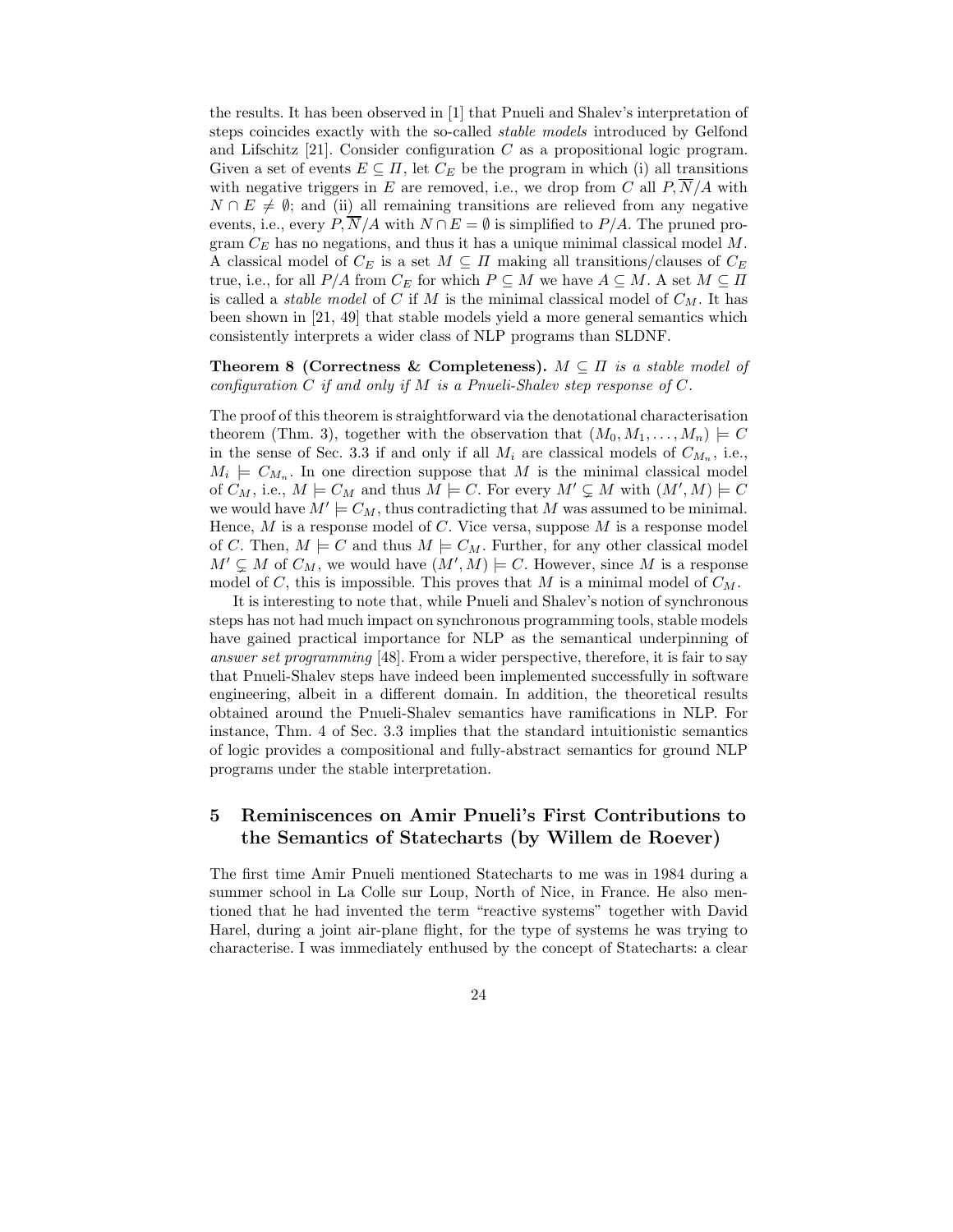the results. It has been observed in [1] that Pnueli and Shalev's interpretation of steps coincides exactly with the so-called *stable models* introduced by Gelfond and Lifschitz [21]. Consider configuration $C$ as a propositional logic program. Given a set of events $E \subseteq \Pi$, let $C_E$ be the program in which (i) all transitions with negative triggers in $E$ are removed, i.e., we drop from $C$ all $P, \overline{N}/A$ with $N \cap E \neq \emptyset$; and (ii) all remaining transitions are relieved from any negative events, i.e., every $P, \overline{N}/A$ with $N \cap E = \emptyset$ is simplified to $P/A$. The pruned program $C_E$ has no negations, and thus it has a unique minimal classical model $M$. A classical model of $C_E$ is a set $M \subseteq \Pi$ making all transitions/clauses of $C_E$ true, i.e., for all $P/A$ from $C_E$ for which $P \subseteq M$ we have $A \subseteq M$. A set $M \subseteq \Pi$ is called a *stable model* of $C$ if $M$ is the minimal classical model of $C_M$. It has been shown in [21, 49] that stable models yield a more general semantics which consistently interprets a wider class of NLP programs than SLDNF.

**Theorem 8 (Correctness & Completeness).** *$M \subseteq \Pi$ is a stable model of configuration $C$ if and only if $M$ is a Pnueli-Shalev step response of $C$.*

The proof of this theorem is straightforward via the denotational characterisation theorem (Thm. 3), together with the observation that $(M_0, M_1, \ldots, M_n) \models C$ in the sense of Sec. 3.3 if and only if all $M_i$ are classical models of $C_{M_n}$, i.e., $M_i \models C_{M_n}$. In one direction suppose that $M$ is the minimal classical model of $C_M$, i.e., $M \models C_M$ and thus $M \models C$. For every $M' \subsetneq M$ with $(M', M) \models C$ we would have $M' \models C_M$, thus contradicting that $M$ was assumed to be minimal. Hence, $M$ is a response model of $C$. Vice versa, suppose $M$ is a response model of $C$. Then, $M \models C$ and thus $M \models C_M$. Further, for any other classical model $M' \subsetneq M$ of $C_M$, we would have $(M', M) \models C$. However, since $M$ is a response model of $C$, this is impossible. This proves that $M$ is a minimal model of $C_M$.

It is interesting to note that, while Pnueli and Shalev's notion of synchronous steps has not had much impact on synchronous programming tools, stable models have gained practical importance for NLP as the semantical underpinning of *answer set programming* [48]. From a wider perspective, therefore, it is fair to say that Pnueli-Shalev steps have indeed been implemented successfully in software engineering, albeit in a different domain. In addition, the theoretical results obtained around the Pnueli-Shalev semantics have ramifications in NLP. For instance, Thm. 4 of Sec. 3.3 implies that the standard intuitionistic semantics of logic provides a compositional and fully-abstract semantics for ground NLP programs under the stable interpretation.

## 5 Reminiscences on Amir Pnueli's First Contributions to the Semantics of Statecharts (by Willem de Roever)

The first time Amir Pnueli mentioned Statecharts to me was in 1984 during a summer school in La Colle sur Loup, North of Nice, in France. He also mentioned that he had invented the term "reactive systems" together with David Harel, during a joint air-plane flight, for the type of systems he was trying to characterise. I was immediately enthused by the concept of Statecharts: a clear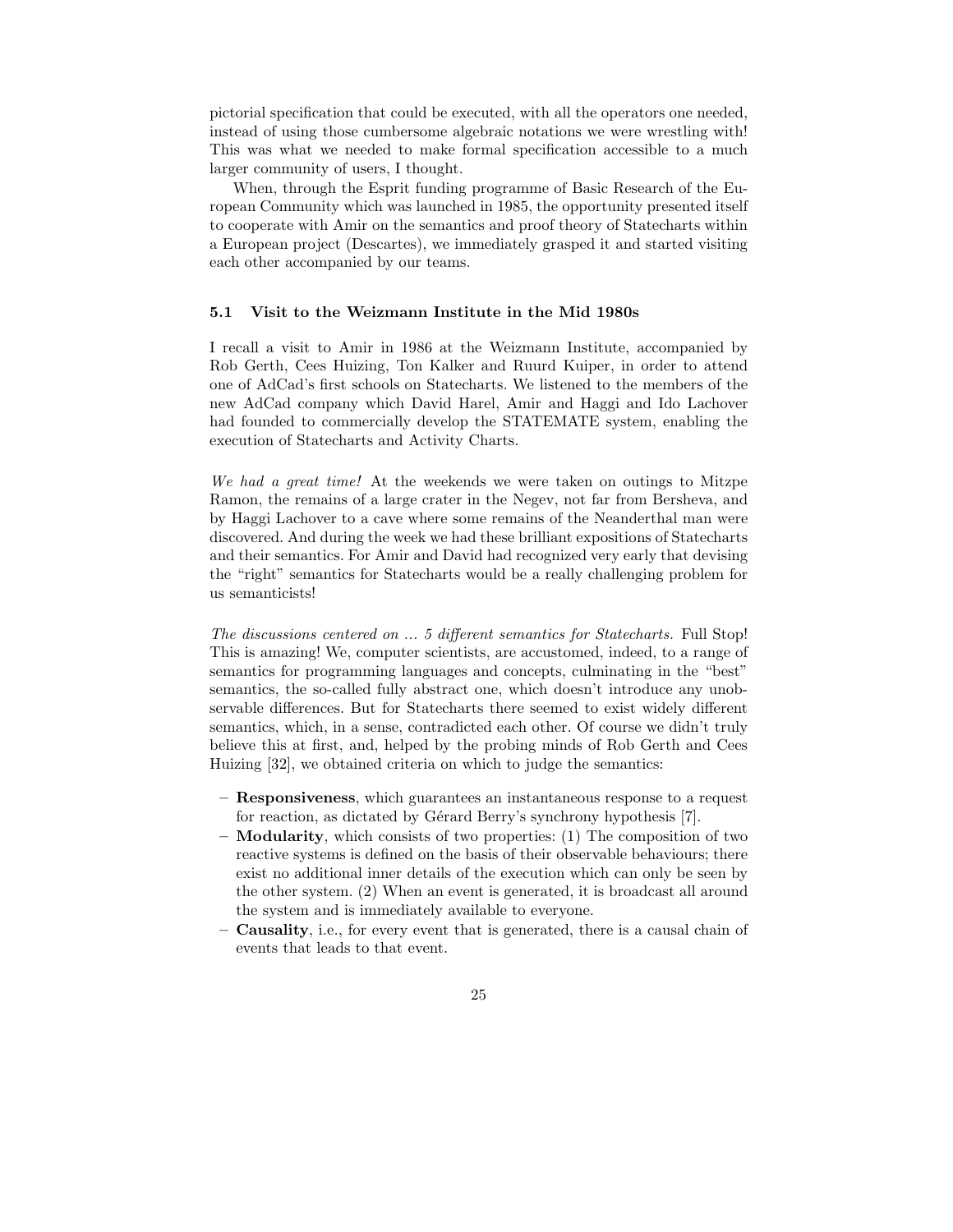pictorial specification that could be executed, with all the operators one needed, instead of using those cumbersome algebraic notations we were wrestling with! This was what we needed to make formal specification accessible to a much larger community of users, I thought.

When, through the Esprit funding programme of Basic Research of the European Community which was launched in 1985, the opportunity presented itself to cooperate with Amir on the semantics and proof theory of Statecharts within a European project (Descartes), we immediately grasped it and started visiting each other accompanied by our teams.

### 5.1 Visit to the Weizmann Institute in the Mid 1980s

I recall a visit to Amir in 1986 at the Weizmann Institute, accompanied by Rob Gerth, Cees Huizing, Ton Kalker and Ruurd Kuiper, in order to attend one of AdCad's first schools on Statecharts. We listened to the members of the new AdCad company which David Harel, Amir and Haggi and Ido Lachover had founded to commercially develop the STATEMATE system, enabling the execution of Statecharts and Activity Charts.

*We had a great time!* At the weekends we were taken on outings to Mitzpe Ramon, the remains of a large crater in the Negev, not far from Bersheva, and by Haggi Lachover to a cave where some remains of the Neanderthal man were discovered. And during the week we had these brilliant expositions of Statecharts and their semantics. For Amir and David had recognized very early that devising the "right" semantics for Statecharts would be a really challenging problem for us semanticists!

*The discussions centered on ... 5 different semantics for Statecharts.* Full Stop! This is amazing! We, computer scientists, are accustomed, indeed, to a range of semantics for programming languages and concepts, culminating in the "best" semantics, the so-called fully abstract one, which doesn't introduce any unobservable differences. But for Statecharts there seemed to exist widely different semantics, which, in a sense, contradicted each other. Of course we didn't truly believe this at first, and, helped by the probing minds of Rob Gerth and Cees Huizing [32], we obtained criteria on which to judge the semantics:

- **Responsiveness**, which guarantees an instantaneous response to a request for reaction, as dictated by Gérard Berry's synchrony hypothesis [7].
- **Modularity**, which consists of two properties: (1) The composition of two reactive systems is defined on the basis of their observable behaviours; there exist no additional inner details of the execution which can only be seen by the other system. (2) When an event is generated, it is broadcast all around the system and is immediately available to everyone.
- **Causality**, i.e., for every event that is generated, there is a causal chain of events that leads to that event.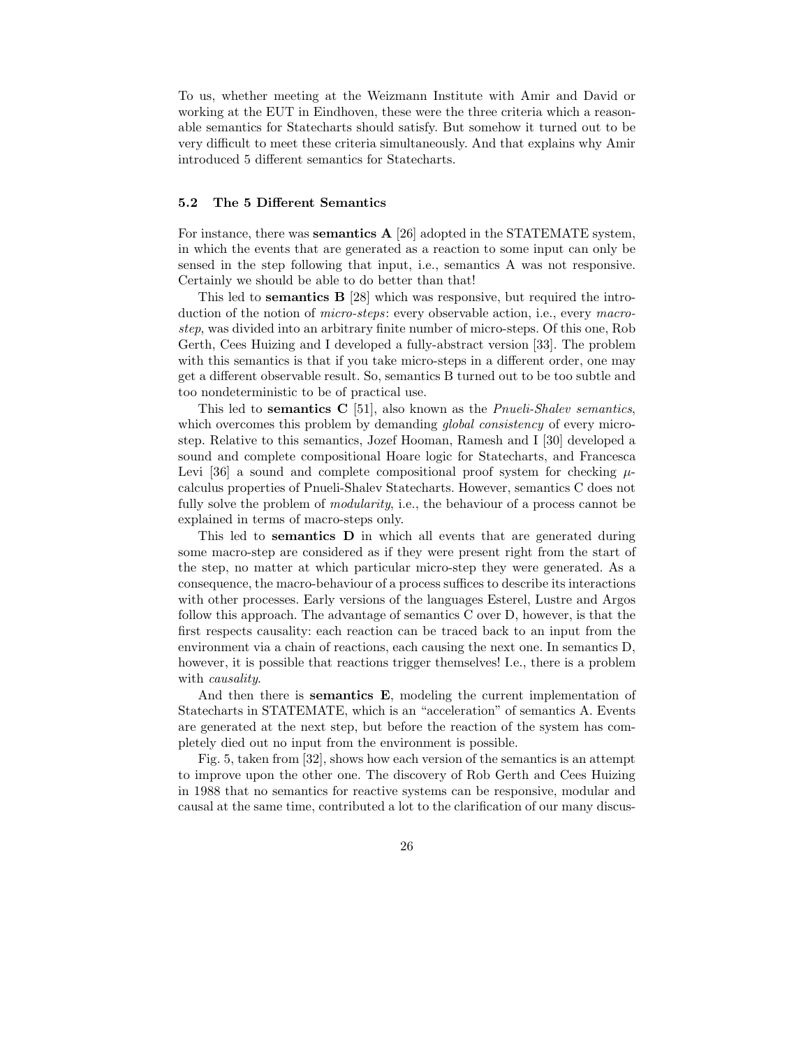To us, whether meeting at the Weizmann Institute with Amir and David or working at the EUT in Eindhoven, these were the three criteria which a reasonable semantics for Statecharts should satisfy. But somehow it turned out to be very difficult to meet these criteria simultaneously. And that explains why Amir introduced 5 different semantics for Statecharts.

### 5.2 The 5 Different Semantics

For instance, there was **semantics A** [26] adopted in the STATEMATE system, in which the events that are generated as a reaction to some input can only be sensed in the step following that input, i.e., semantics A was not responsive. Certainly we should be able to do better than that!

This led to **semantics B** [28] which was responsive, but required the introduction of the notion of *micro-steps*: every observable action, i.e., every *macro-step*, was divided into an arbitrary finite number of micro-steps. Of this one, Rob Gerth, Cees Huizing and I developed a fully-abstract version [33]. The problem with this semantics is that if you take micro-steps in a different order, one may get a different observable result. So, semantics B turned out to be too subtle and too nondeterministic to be of practical use.

This led to **semantics C** [51], also known as the *Pnueli-Shalev semantics*, which overcomes this problem by demanding *global consistency* of every micro-step. Relative to this semantics, Jozef Hooman, Ramesh and I [30] developed a sound and complete compositional Hoare logic for Statecharts, and Francesca Levi [36] a sound and complete compositional proof system for checking $\mu$-calculus properties of Pnueli-Shalev Statecharts. However, semantics C does not fully solve the problem of *modularity*, i.e., the behaviour of a process cannot be explained in terms of macro-steps only.

This led to **semantics D** in which all events that are generated during some macro-step are considered as if they were present right from the start of the step, no matter at which particular micro-step they were generated. As a consequence, the macro-behaviour of a process suffices to describe its interactions with other processes. Early versions of the languages Esterel, Lustre and Argos follow this approach. The advantage of semantics C over D, however, is that the first respects causality: each reaction can be traced back to an input from the environment via a chain of reactions, each causing the next one. In semantics D, however, it is possible that reactions trigger themselves! I.e., there is a problem with *causality*.

And then there is **semantics E**, modeling the current implementation of Statecharts in STATEMATE, which is an "acceleration" of semantics A. Events are generated at the next step, but before the reaction of the system has completely died out no input from the environment is possible.

Fig. 5, taken from [32], shows how each version of the semantics is an attempt to improve upon the other one. The discovery of Rob Gerth and Cees Huizing in 1988 that no semantics for reactive systems can be responsive, modular and causal at the same time, contributed a lot to the clarification of our many discus-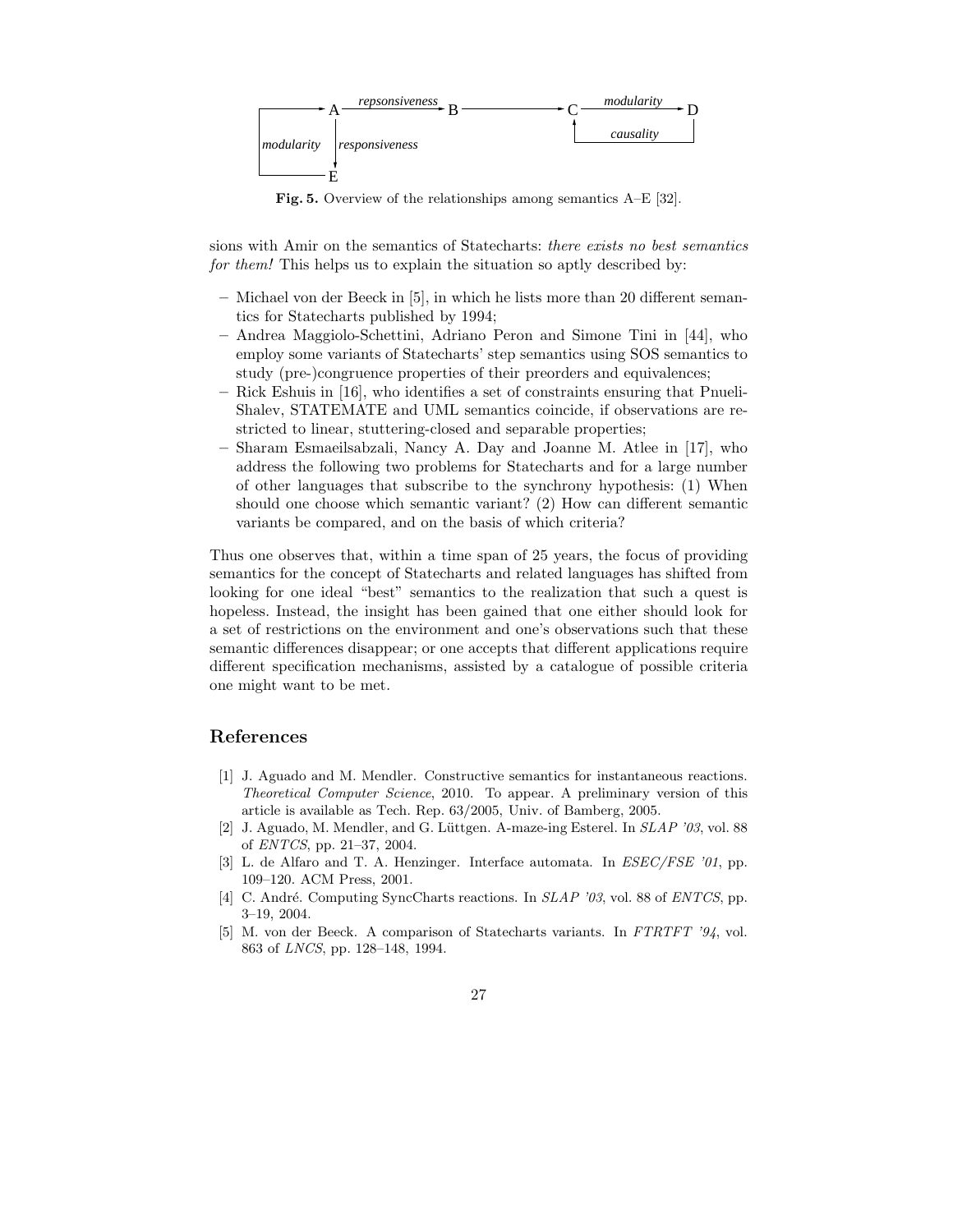Fig. 5. Overview of the relationships among semantics A–E [32].

sions with Amir on the semantics of Statecharts: *there exists no best semantics for them!* This helps us to explain the situation so aptly described by:

- Michael von der Beeck in [5], in which he lists more than 20 different semantics for Statecharts published by 1994;
- Andrea Maggiolo-Schettini, Adriano Peron and Simone Tini in [44], who employ some variants of Statecharts' step semantics using SOS semantics to study (pre-)congruence properties of their preorders and equivalences;
- Rick Eshuis in [16], who identifies a set of constraints ensuring that Pnueli-Shalev, STATEMATE and UML semantics coincide, if observations are restricted to linear, stuttering-closed and separable properties;
- Sharam Esmaeilsabzali, Nancy A. Day and Joanne M. Atlee in [17], who address the following two problems for Statecharts and for a large number of other languages that subscribe to the synchrony hypothesis: (1) When should one choose which semantic variant? (2) How can different semantic variants be compared, and on the basis of which criteria?

Thus one observes that, within a time span of 25 years, the focus of providing semantics for the concept of Statecharts and related languages has shifted from looking for one ideal "best" semantics to the realization that such a quest is hopeless. Instead, the insight has been gained that one either should look for a set of restrictions on the environment and one's observations such that these semantic differences disappear; or one accepts that different applications require different specification mechanisms, assisted by a catalogue of possible criteria one might want to be met.

## References

[1] J. Aguado and M. Mendler. Constructive semantics for instantaneous reactions. *Theoretical Computer Science*, 2010. To appear. A preliminary version of this article is available as Tech. Rep. 63/2005, Univ. of Bamberg, 2005.

[2] J. Aguado, M. Mendler, and G. Lüttgen. A-maze-ing Esterel. In *SLAP '03*, vol. 88 of *ENTCS*, pp. 21–37, 2004.

[3] L. de Alfaro and T. A. Henzinger. Interface automata. In *ESEC/FSE '01*, pp. 109–120. ACM Press, 2001.

[4] C. André. Computing SyncCharts reactions. In *SLAP '03*, vol. 88 of *ENTCS*, pp. 3–19, 2004.

[5] M. von der Beeck. A comparison of Statecharts variants. In *FTRTFT '94*, vol. 863 of *LNCS*, pp. 128–148, 1994.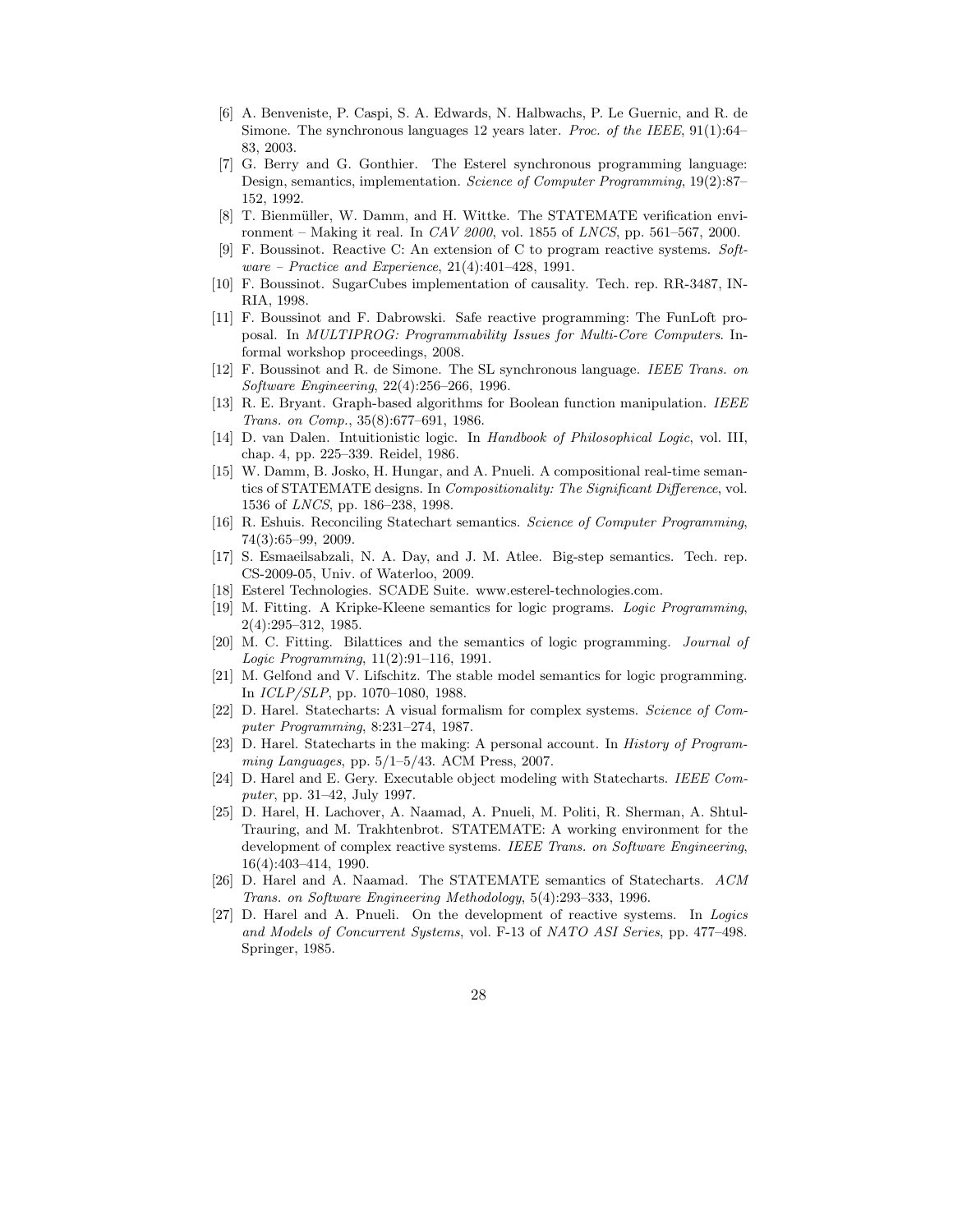[6] A. Benveniste, P. Caspi, S. A. Edwards, N. Halbwachs, P. Le Guernic, and R. de Simone. The synchronous languages 12 years later. *Proc. of the IEEE*, 91(1):64–83, 2003.

[7] G. Berry and G. Gonthier. The Esterel synchronous programming language: Design, semantics, implementation. *Science of Computer Programming*, 19(2):87–152, 1992.

[8] T. Bienmüller, W. Damm, and H. Wittke. The STATEMATE verification environment – Making it real. In *CAV 2000*, vol. 1855 of *LNCS*, pp. 561–567, 2000.

[9] F. Boussinot. Reactive C: An extension of C to program reactive systems. *Software – Practice and Experience*, 21(4):401–428, 1991.

[10] F. Boussinot. SugarCubes implementation of causality. Tech. rep. RR-3487, INRIA, 1998.

[11] F. Boussinot and F. Dabrowski. Safe reactive programming: The FunLoft proposal. In *MULTIPROG: Programmability Issues for Multi-Core Computers*. Informal workshop proceedings, 2008.

[12] F. Boussinot and R. de Simone. The SL synchronous language. *IEEE Trans. on Software Engineering*, 22(4):256–266, 1996.

[13] R. E. Bryant. Graph-based algorithms for Boolean function manipulation. *IEEE Trans. on Comp.*, 35(8):677–691, 1986.

[14] D. van Dalen. Intuitionistic logic. In *Handbook of Philosophical Logic*, vol. III, chap. 4, pp. 225–339. Reidel, 1986.

[15] W. Damm, B. Josko, H. Hungar, and A. Pnueli. A compositional real-time semantics of STATEMATE designs. In *Compositionality: The Significant Difference*, vol. 1536 of *LNCS*, pp. 186–238, 1998.

[16] R. Eshuis. Reconciling Statechart semantics. *Science of Computer Programming*, 74(3):65–99, 2009.

[17] S. Esmaeilsabzali, N. A. Day, and J. M. Atlee. Big-step semantics. Tech. rep. CS-2009-05, Univ. of Waterloo, 2009.

[18] Esterel Technologies. SCADE Suite. www.esterel-technologies.com.

[19] M. Fitting. A Kripke-Kleene semantics for logic programs. *Logic Programming*, 2(4):295–312, 1985.

[20] M. C. Fitting. Bilattices and the semantics of logic programming. *Journal of Logic Programming*, 11(2):91–116, 1991.

[21] M. Gelfond and V. Lifschitz. The stable model semantics for logic programming. In *ICLP/SLP*, pp. 1070–1080, 1988.

[22] D. Harel. Statecharts: A visual formalism for complex systems. *Science of Computer Programming*, 8:231–274, 1987.

[23] D. Harel. Statecharts in the making: A personal account. In *History of Programming Languages*, pp. 5/1–5/43. ACM Press, 2007.

[24] D. Harel and E. Gery. Executable object modeling with Statecharts. *IEEE Computer*, pp. 31–42, July 1997.

[25] D. Harel, H. Lachover, A. Naamad, A. Pnueli, M. Politi, R. Sherman, A. Shtul-Trauring, and M. Trakhtenbrot. STATEMATE: A working environment for the development of complex reactive systems. *IEEE Trans. on Software Engineering*, 16(4):403–414, 1990.

[26] D. Harel and A. Naamad. The STATEMATE semantics of Statecharts. *ACM Trans. on Software Engineering Methodology*, 5(4):293–333, 1996.

[27] D. Harel and A. Pnueli. On the development of reactive systems. In *Logics and Models of Concurrent Systems*, vol. F-13 of *NATO ASI Series*, pp. 477–498. Springer, 1985.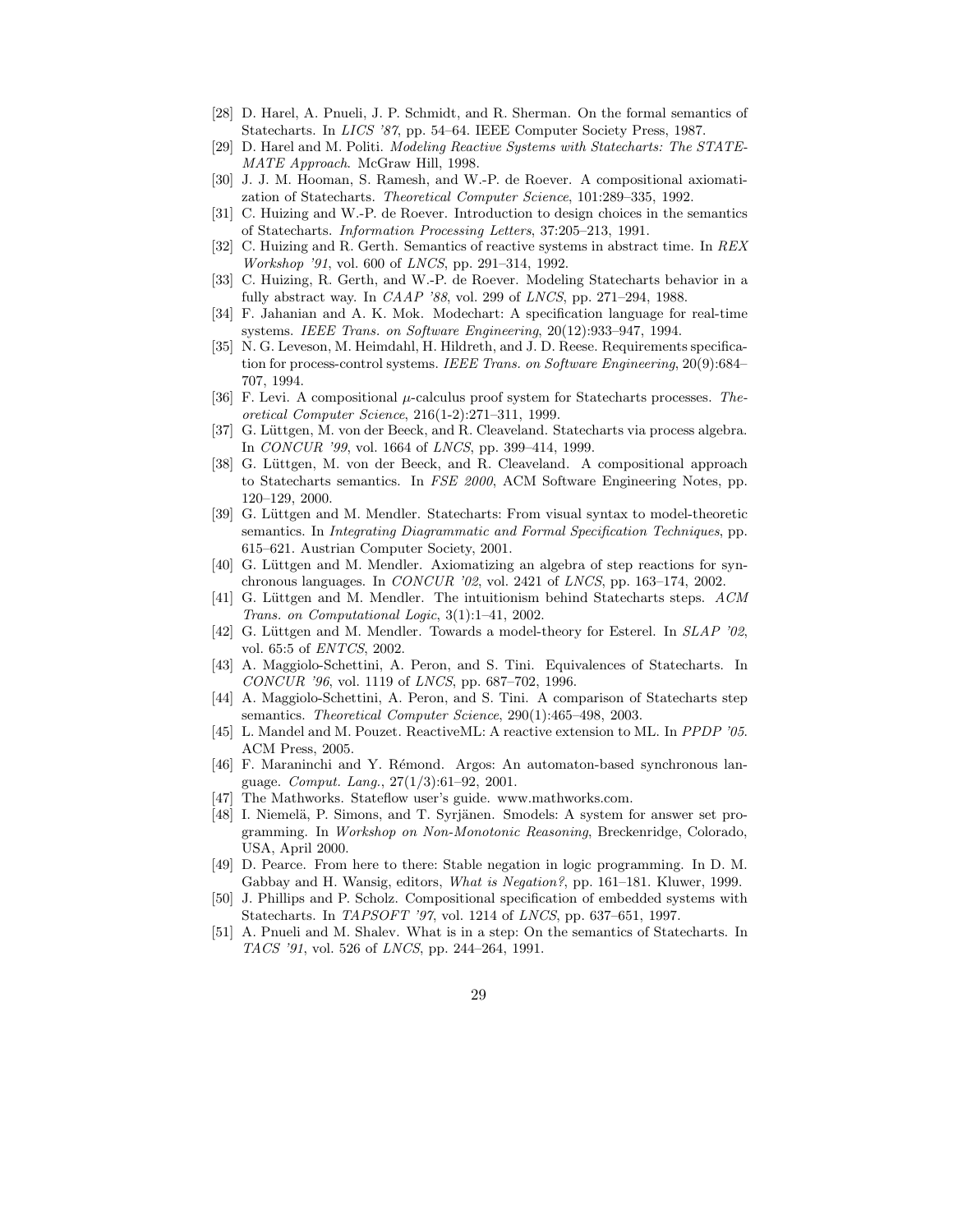[28] D. Harel, A. Pnueli, J. P. Schmidt, and R. Sherman. On the formal semantics of Statecharts. In *LICS '87*, pp. 54–64. IEEE Computer Society Press, 1987.

[29] D. Harel and M. Politi. *Modeling Reactive Systems with Statecharts: The STATEMATE Approach*. McGraw Hill, 1998.

[30] J. J. M. Hooman, S. Ramesh, and W.-P. de Roever. A compositional axiomatization of Statecharts. *Theoretical Computer Science*, 101:289–335, 1992.

[31] C. Huizing and W.-P. de Roever. Introduction to design choices in the semantics of Statecharts. *Information Processing Letters*, 37:205–213, 1991.

[32] C. Huizing and R. Gerth. Semantics of reactive systems in abstract time. In *REX Workshop '91*, vol. 600 of *LNCS*, pp. 291–314, 1992.

[33] C. Huizing, R. Gerth, and W.-P. de Roever. Modeling Statecharts behavior in a fully abstract way. In *CAAP '88*, vol. 299 of *LNCS*, pp. 271–294, 1988.

[34] F. Jahanian and A. K. Mok. Modechart: A specification language for real-time systems. *IEEE Trans. on Software Engineering*, 20(12):933–947, 1994.

[35] N. G. Leveson, M. Heimdahl, H. Hildreth, and J. D. Reese. Requirements specification for process-control systems. *IEEE Trans. on Software Engineering*, 20(9):684–707, 1994.

[36] F. Levi. A compositional $\mu$-calculus proof system for Statecharts processes. *Theoretical Computer Science*, 216(1-2):271–311, 1999.

[37] G. Lüttgen, M. von der Beeck, and R. Cleaveland. Statecharts via process algebra. In *CONCUR '99*, vol. 1664 of *LNCS*, pp. 399–414, 1999.

[38] G. Lüttgen, M. von der Beeck, and R. Cleaveland. A compositional approach to Statecharts semantics. In *FSE 2000*, ACM Software Engineering Notes, pp. 120–129, 2000.

[39] G. Lüttgen and M. Mendler. Statecharts: From visual syntax to model-theoretic semantics. In *Integrating Diagrammatic and Formal Specification Techniques*, pp. 615–621. Austrian Computer Society, 2001.

[40] G. Lüttgen and M. Mendler. Axiomatizing an algebra of step reactions for synchronous languages. In *CONCUR '02*, vol. 2421 of *LNCS*, pp. 163–174, 2002.

[41] G. Lüttgen and M. Mendler. The intuitionism behind Statecharts steps. *ACM Trans. on Computational Logic*, 3(1):1–41, 2002.

[42] G. Lüttgen and M. Mendler. Towards a model-theory for Esterel. In *SLAP '02*, vol. 65:5 of *ENTCS*, 2002.

[43] A. Maggiolo-Schettini, A. Peron, and S. Tini. Equivalences of Statecharts. In *CONCUR '96*, vol. 1119 of *LNCS*, pp. 687–702, 1996.

[44] A. Maggiolo-Schettini, A. Peron, and S. Tini. A comparison of Statecharts step semantics. *Theoretical Computer Science*, 290(1):465–498, 2003.

[45] L. Mandel and M. Pouzet. ReactiveML: A reactive extension to ML. In *PPDP '05*. ACM Press, 2005.

[46] F. Maraninchi and Y. Rémond. Argos: An automaton-based synchronous language. *Comput. Lang.*, 27(1/3):61–92, 2001.

[47] The Mathworks. Stateflow user's guide. www.mathworks.com.

[48] I. Niemelä, P. Simons, and T. Syrjänen. Smodels: A system for answer set programming. In *Workshop on Non-Monotonic Reasoning*, Breckenridge, Colorado, USA, April 2000.

[49] D. Pearce. From here to there: Stable negation in logic programming. In D. M. Gabbay and H. Wansig, editors, *What is Negation?*, pp. 161–181. Kluwer, 1999.

[50] J. Phillips and P. Scholz. Compositional specification of embedded systems with Statecharts. In *TAPSOFT '97*, vol. 1214 of *LNCS*, pp. 637–651, 1997.

[51] A. Pnueli and M. Shalev. What is in a step: On the semantics of Statecharts. In *TACS '91*, vol. 526 of *LNCS*, pp. 244–264, 1991.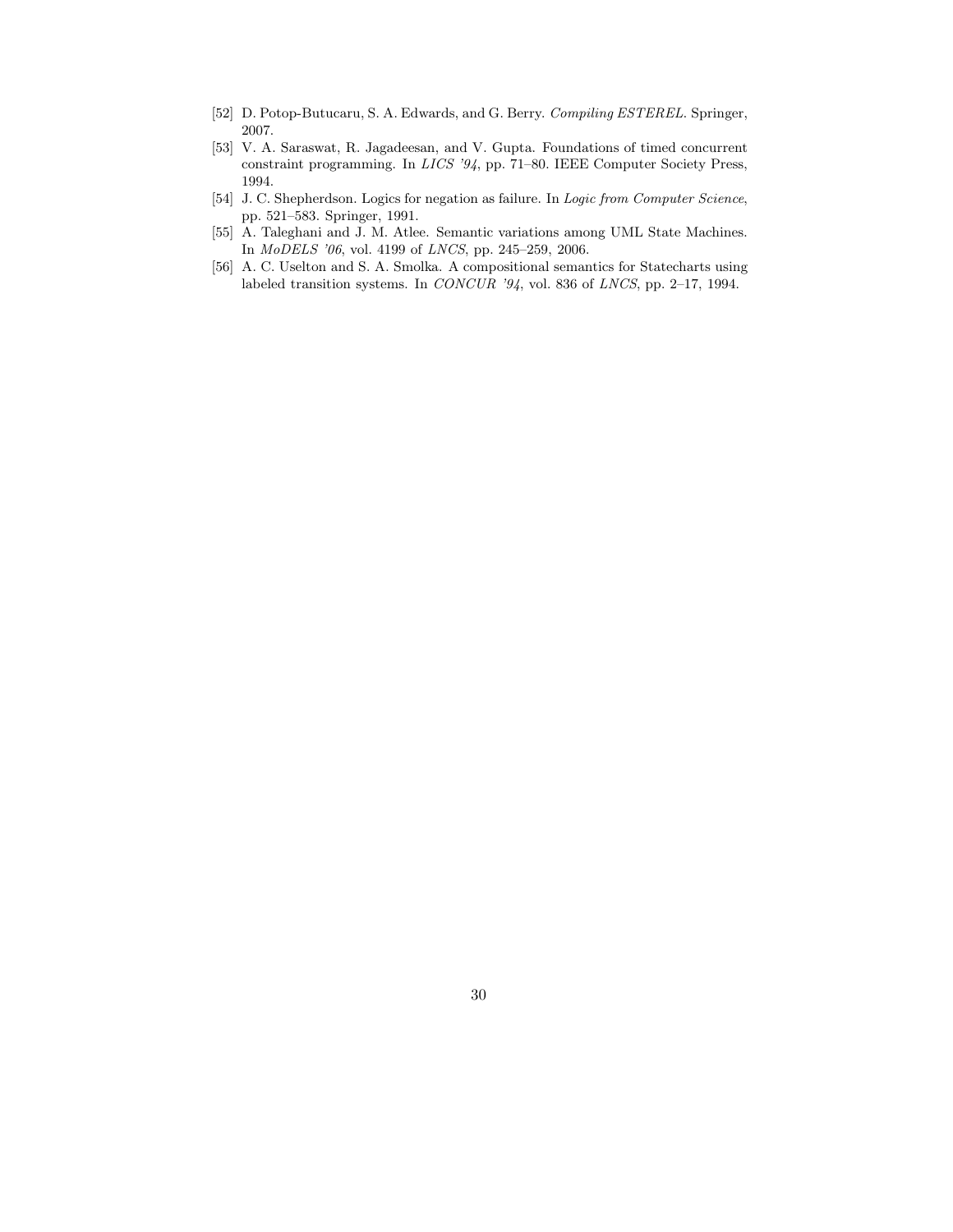[52] D. Potop-Butucaru, S. A. Edwards, and G. Berry. *Compiling ESTEREL*. Springer, 2007.

[53] V. A. Saraswat, R. Jagadeesan, and V. Gupta. Foundations of timed concurrent constraint programming. In *LICS '94*, pp. 71–80. IEEE Computer Society Press, 1994.

[54] J. C. Shepherdson. Logics for negation as failure. In *Logic from Computer Science*, pp. 521–583. Springer, 1991.

[55] A. Taleghani and J. M. Atlee. Semantic variations among UML State Machines. In *MoDELS '06*, vol. 4199 of *LNCS*, pp. 245–259, 2006.

[56] A. C. Uselton and S. A. Smolka. A compositional semantics for Statecharts using labeled transition systems. In *CONCUR '94*, vol. 836 of *LNCS*, pp. 2–17, 1994.